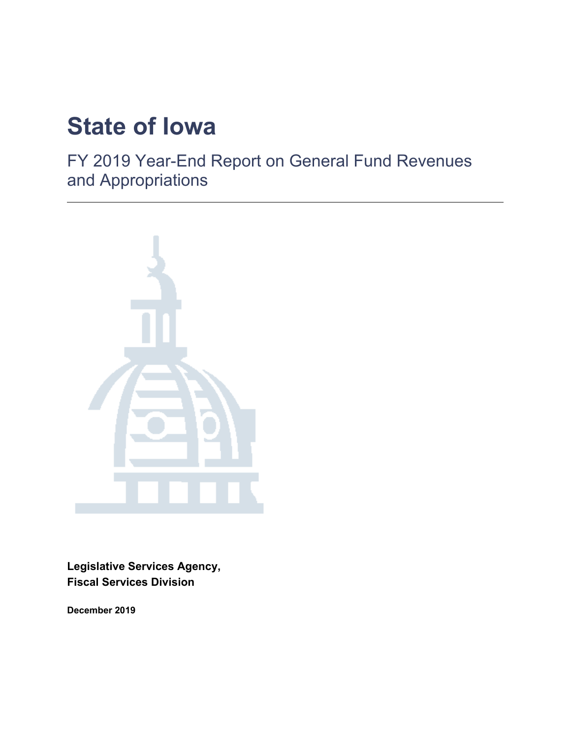# State of Iowa

## FY 2019 Year-End Report on General Fund Revenues and Appropriations

**Legislative Services Agency,**
**Fiscal Services Division**

**December 2019**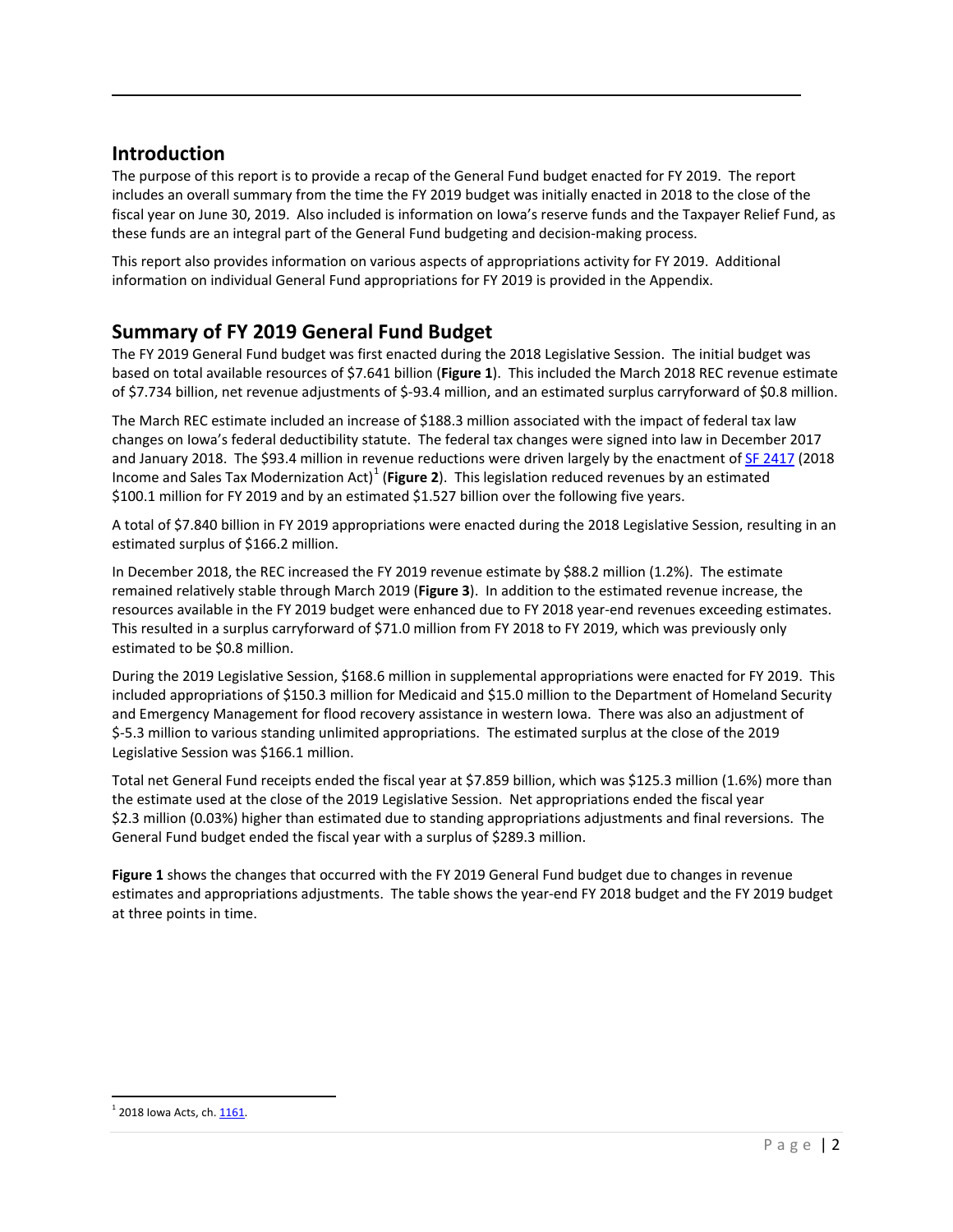## Introduction

The purpose of this report is to provide a recap of the General Fund budget enacted for FY 2019. The report includes an overall summary from the time the FY 2019 budget was initially enacted in 2018 to the close of the fiscal year on June 30, 2019. Also included is information on Iowa's reserve funds and the Taxpayer Relief Fund, as these funds are an integral part of the General Fund budgeting and decision-making process.

This report also provides information on various aspects of appropriations activity for FY 2019. Additional information on individual General Fund appropriations for FY 2019 is provided in the Appendix.

## Summary of FY 2019 General Fund Budget

The FY 2019 General Fund budget was first enacted during the 2018 Legislative Session. The initial budget was based on total available resources of $7.641 billion (**Figure 1**). This included the March 2018 REC revenue estimate of $7.734 billion, net revenue adjustments of $-93.4 million, and an estimated surplus carryforward of $0.8 million.

The March REC estimate included an increase of $188.3 million associated with the impact of federal tax law changes on Iowa's federal deductibility statute. The federal tax changes were signed into law in December 2017 and January 2018. The $93.4 million in revenue reductions were driven largely by the enactment of SF 2417 (2018 Income and Sales Tax Modernization Act)[1] (**Figure 2**). This legislation reduced revenues by an estimated $100.1 million for FY 2019 and by an estimated $1.527 billion over the following five years.

A total of $7.840 billion in FY 2019 appropriations were enacted during the 2018 Legislative Session, resulting in an estimated surplus of $166.2 million.

In December 2018, the REC increased the FY 2019 revenue estimate by $88.2 million (1.2%). The estimate remained relatively stable through March 2019 (**Figure 3**). In addition to the estimated revenue increase, the resources available in the FY 2019 budget were enhanced due to FY 2018 year-end revenues exceeding estimates. This resulted in a surplus carryforward of $71.0 million from FY 2018 to FY 2019, which was previously only estimated to be $0.8 million.

During the 2019 Legislative Session, $168.6 million in supplemental appropriations were enacted for FY 2019. This included appropriations of $150.3 million for Medicaid and $15.0 million to the Department of Homeland Security and Emergency Management for flood recovery assistance in western Iowa. There was also an adjustment of $-5.3 million to various standing unlimited appropriations. The estimated surplus at the close of the 2019 Legislative Session was $166.1 million.

Total net General Fund receipts ended the fiscal year at $7.859 billion, which was $125.3 million (1.6%) more than the estimate used at the close of the 2019 Legislative Session. Net appropriations ended the fiscal year $2.3 million (0.03%) higher than estimated due to standing appropriations adjustments and final reversions. The General Fund budget ended the fiscal year with a surplus of $289.3 million.

**Figure 1** shows the changes that occurred with the FY 2019 General Fund budget due to changes in revenue estimates and appropriations adjustments. The table shows the year-end FY 2018 budget and the FY 2019 budget at three points in time.

[1] 2018 Iowa Acts, ch. 1161.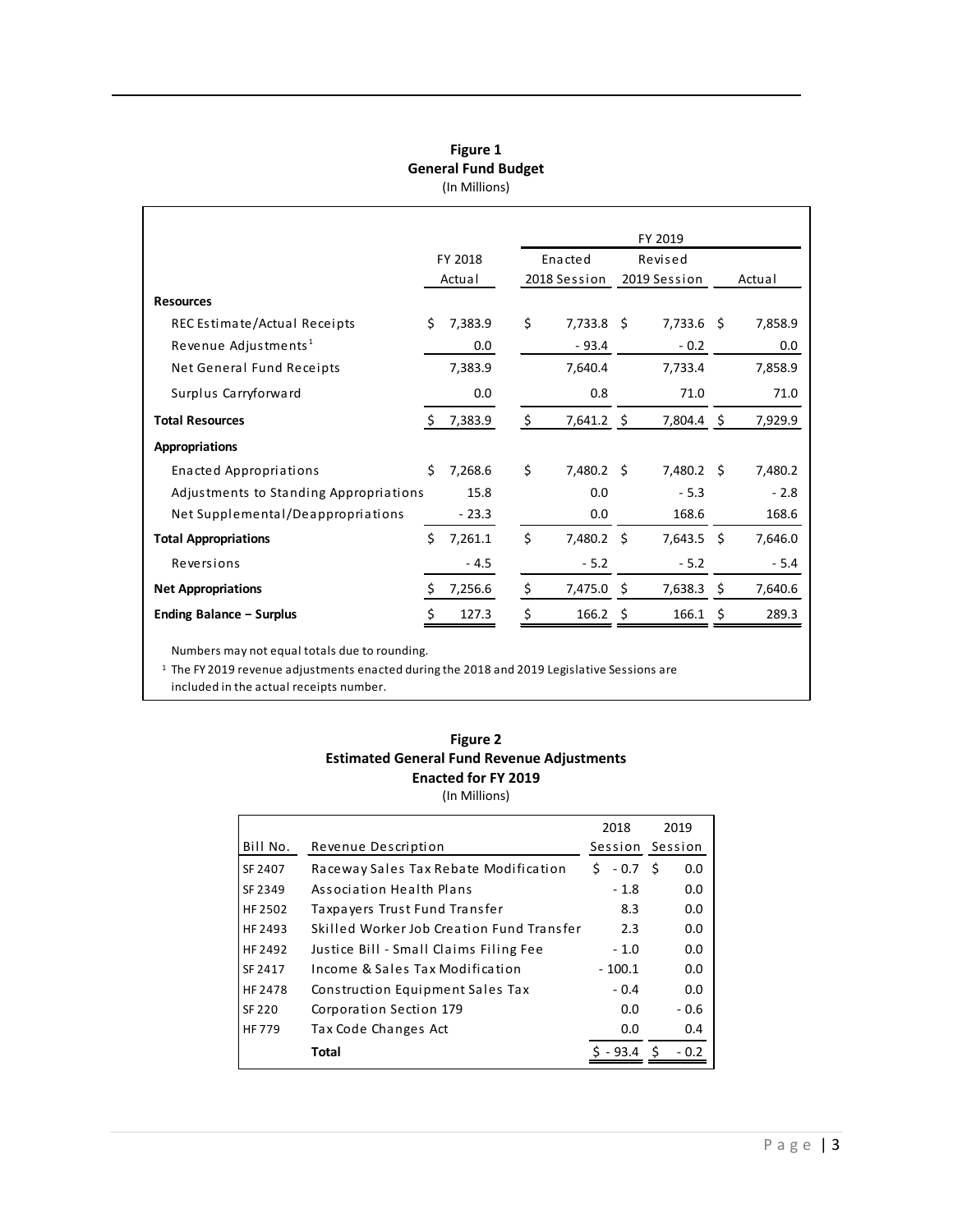**Figure 1**
**General Fund Budget**
(In Millions)

| | FY 2018 | FY 2019 | | |
|---|---|---|---|---|
| | Actual | Enacted 2018 Session | Revised 2019 Session | Actual |
| **Resources** | | | | |
| REC Estimate/Actual Receipts | $ 7,383.9 | $ 7,733.8 | $ 7,733.6 | $ 7,858.9 |
| Revenue Adjustments[1] | 0.0 | - 93.4 | - 0.2 | 0.0 |
| Net General Fund Receipts | 7,383.9 | 7,640.4 | 7,733.4 | 7,858.9 |
| Surplus Carryforward | 0.0 | 0.8 | 71.0 | 71.0 |
| **Total Resources** | $ 7,383.9 | $ 7,641.2 | $ 7,804.4 | $ 7,929.9 |
| **Appropriations** | | | | |
| Enacted Appropriations | $ 7,268.6 | $ 7,480.2 | $ 7,480.2 | $ 7,480.2 |
| Adjustments to Standing Appropriations | 15.8 | 0.0 | - 5.3 | - 2.8 |
| Net Supplemental/Deappropriations | - 23.3 | 0.0 | 168.6 | 168.6 |
| **Total Appropriations** | $ 7,261.1 | $ 7,480.2 | $ 7,643.5 | $ 7,646.0 |
| Reversions | - 4.5 | - 5.2 | - 5.2 | - 5.4 |
| **Net Appropriations** | $ 7,256.6 | $ 7,475.0 | $ 7,638.3 | $ 7,640.6 |
| **Ending Balance – Surplus** | $ 127.3 | $ 166.2 | $ 166.1 | $ 289.3 |

Numbers may not equal totals due to rounding.

[1] The FY 2019 revenue adjustments enacted during the 2018 and 2019 Legislative Sessions are included in the actual receipts number.

**Figure 2**
**Estimated General Fund Revenue Adjustments**
**Enacted for FY 2019**
(In Millions)

| Bill No. | Revenue Description | 2018 Session | 2019 Session |
|---|---|---|---|
| SF 2407 | Raceway Sales Tax Rebate Modification | $ - 0.7 | $ 0.0 |
| SF 2349 | Association Health Plans | - 1.8 | 0.0 |
| HF 2502 | Taxpayers Trust Fund Transfer | 8.3 | 0.0 |
| HF 2493 | Skilled Worker Job Creation Fund Transfer | 2.3 | 0.0 |
| HF 2492 | Justice Bill - Small Claims Filing Fee | - 1.0 | 0.0 |
| SF 2417 | Income & Sales Tax Modification | - 100.1 | 0.0 |
| HF 2478 | Construction Equipment Sales Tax | - 0.4 | 0.0 |
| SF 220 | Corporation Section 179 | 0.0 | - 0.6 |
| HF 779 | Tax Code Changes Act | 0.0 | 0.4 |
| | **Total** | $ - 93.4 | $ - 0.2 |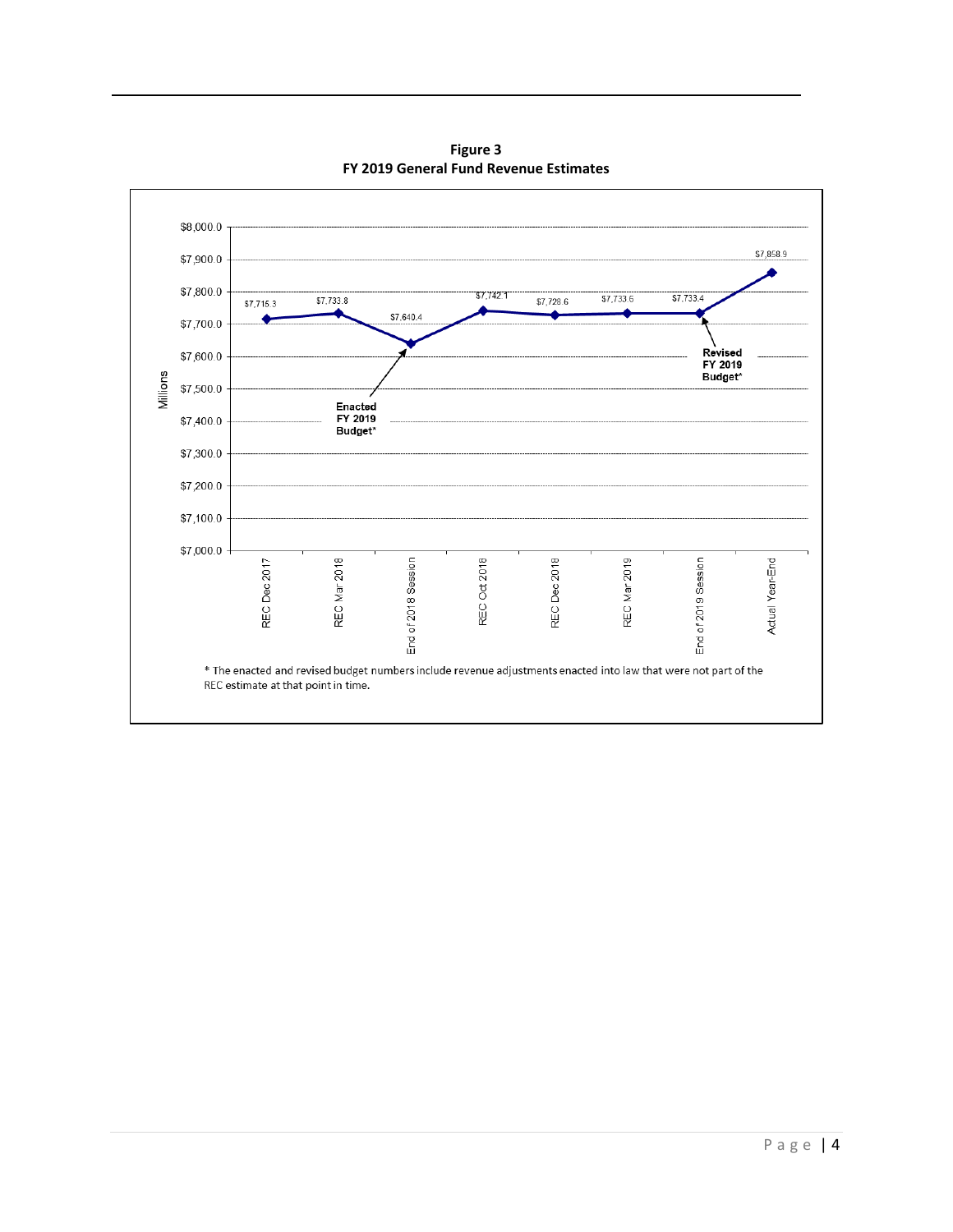**Figure 3**
**FY 2019 General Fund Revenue Estimates**

| Estimate | Millions |
|---|---|
| REC Dec 2017 | $7,715.3 |
| REC Mar 2018 | $7,733.8 |
| End of 2018 Session (Enacted FY 2019 Budget*) | $7,640.4 |
| REC Oct 2018 | $7,742.1 |
| REC Dec 2018 | $7,729.6 |
| REC Mar 2019 | $7,733.6 |
| End of 2019 Session (Revised FY 2019 Budget*) | $7,733.4 |
| Actual Year-End | $7,858.9 |

* The enacted and revised budget numbers include revenue adjustments enacted into law that were not part of the REC estimate at that point in time.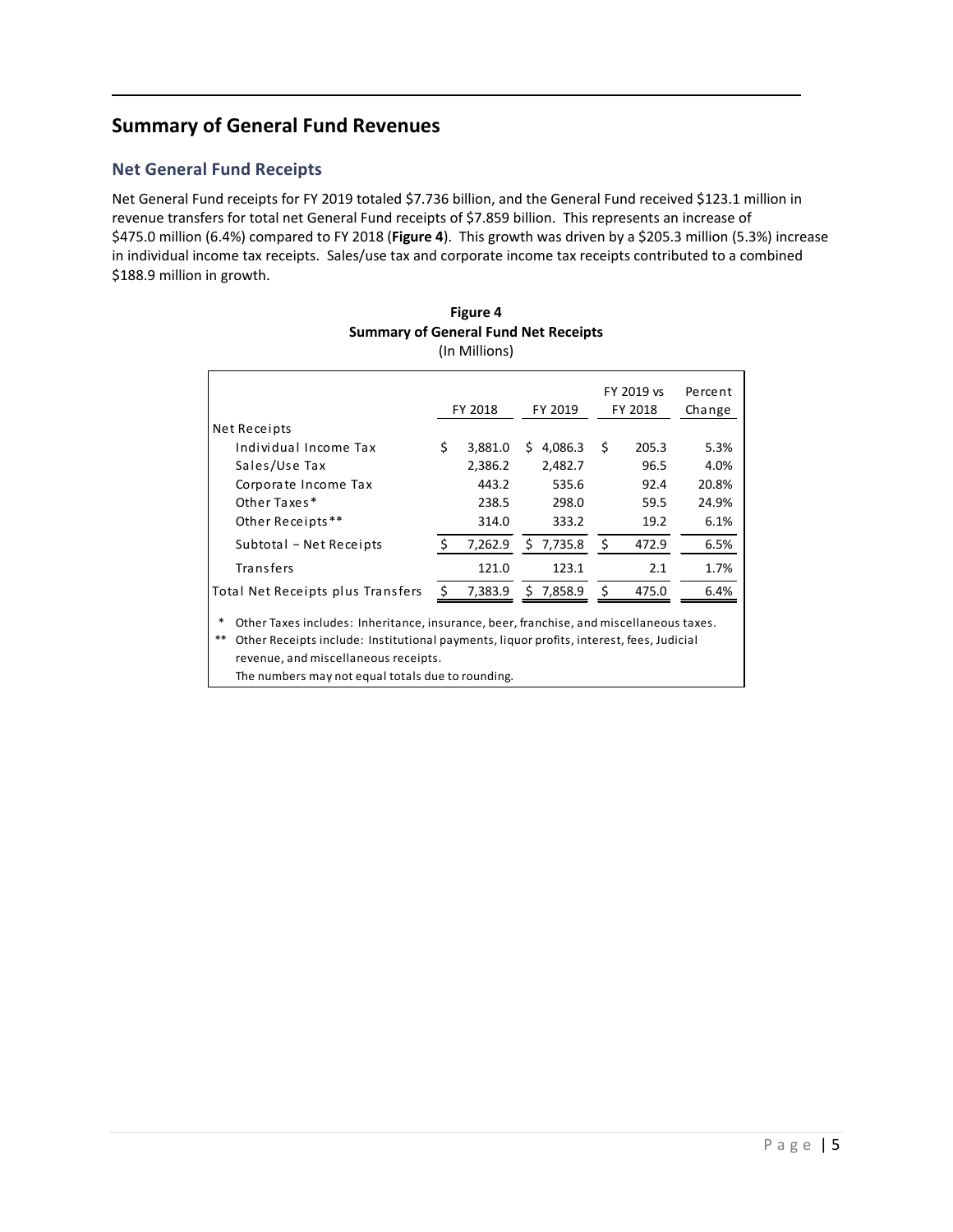## Summary of General Fund Revenues

### Net General Fund Receipts

Net General Fund receipts for FY 2019 totaled $7.736 billion, and the General Fund received $123.1 million in revenue transfers for total net General Fund receipts of $7.859 billion. This represents an increase of $475.0 million (6.4%) compared to FY 2018 (**Figure 4**). This growth was driven by a $205.3 million (5.3%) increase in individual income tax receipts. Sales/use tax and corporate income tax receipts contributed to a combined $188.9 million in growth.

**Figure 4**
**Summary of General Fund Net Receipts**
(In Millions)

| | FY 2018 | FY 2019 | FY 2019 vs FY 2018 | Percent Change |
|---|---|---|---|---|
| Net Receipts | | | | |
| Individual Income Tax | $ 3,881.0 | $ 4,086.3 | $ 205.3 | 5.3% |
| Sales/Use Tax | 2,386.2 | 2,482.7 | 96.5 | 4.0% |
| Corporate Income Tax | 443.2 | 535.6 | 92.4 | 20.8% |
| Other Taxes* | 238.5 | 298.0 | 59.5 | 24.9% |
| Other Receipts** | 314.0 | 333.2 | 19.2 | 6.1% |
| Subtotal – Net Receipts | $ 7,262.9 | $ 7,735.8 | $ 472.9 | 6.5% |
| Transfers | 121.0 | 123.1 | 2.1 | 1.7% |
| Total Net Receipts plus Transfers | $ 7,383.9 | $ 7,858.9 | $ 475.0 | 6.4% |

\* Other Taxes includes: Inheritance, insurance, beer, franchise, and miscellaneous taxes.
** Other Receipts include: Institutional payments, liquor profits, interest, fees, Judicial revenue, and miscellaneous receipts.
The numbers may not equal totals due to rounding.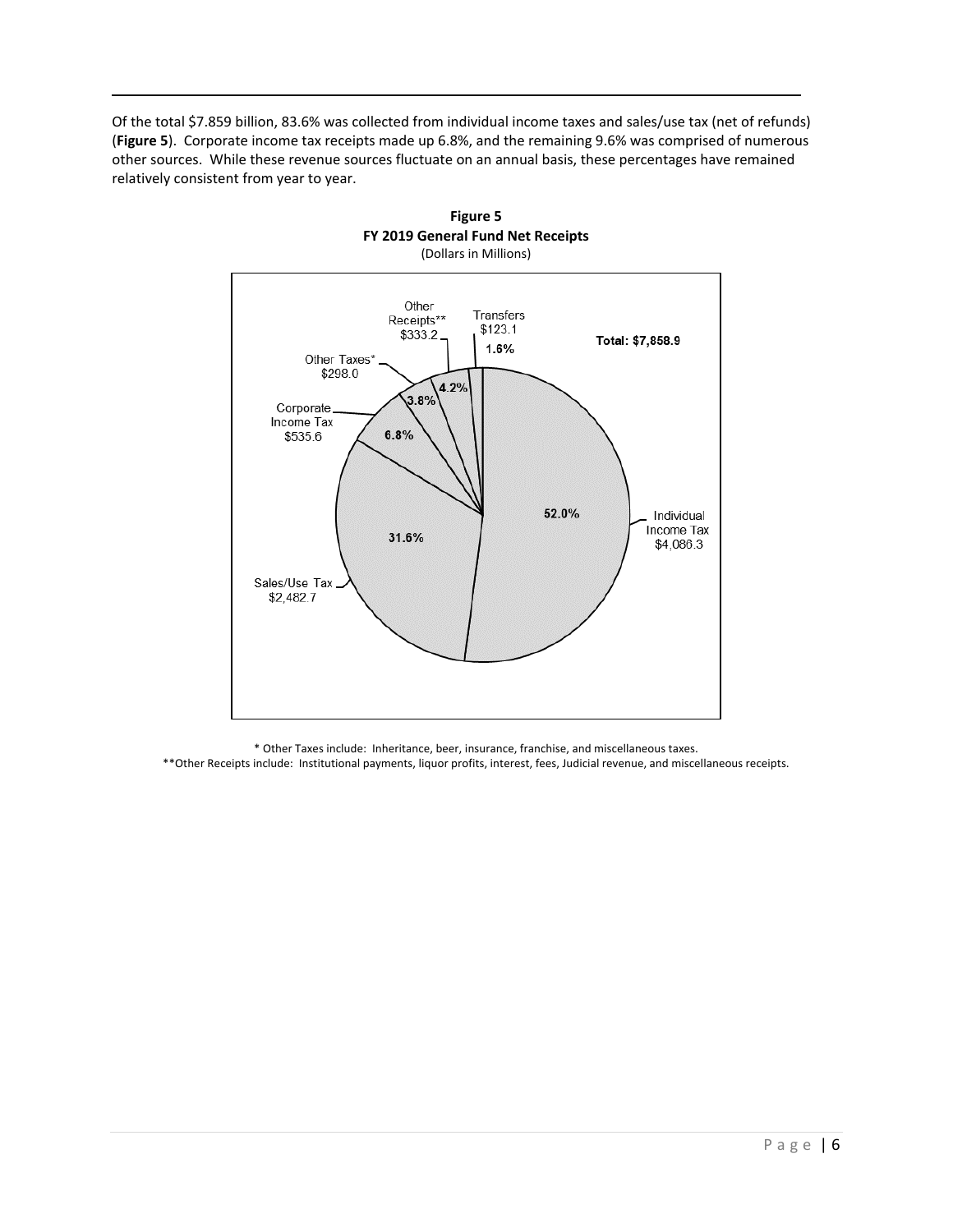Of the total $7.859 billion, 83.6% was collected from individual income taxes and sales/use tax (net of refunds) (**Figure 5**). Corporate income tax receipts made up 6.8%, and the remaining 9.6% was comprised of numerous other sources. While these revenue sources fluctuate on an annual basis, these percentages have remained relatively consistent from year to year.

**Figure 5**
**FY 2019 General Fund Net Receipts**
(Dollars in Millions)

| Source | Amount | Percent |
| --- | --- | --- |
| Individual Income Tax | $4,086.3 | 52.0% |
| Sales/Use Tax | $2,482.7 | 31.6% |
| Corporate Income Tax | $535.6 | 6.8% |
| Other Taxes* | $298.0 | 3.8% |
| Other Receipts** | $333.2 | 4.2% |
| Transfers | $123.1 | 1.6% |
| **Total** | **$7,858.9** | |

\* Other Taxes include: Inheritance, beer, insurance, franchise, and miscellaneous taxes.

\*\*Other Receipts include: Institutional payments, liquor profits, interest, fees, Judicial revenue, and miscellaneous receipts.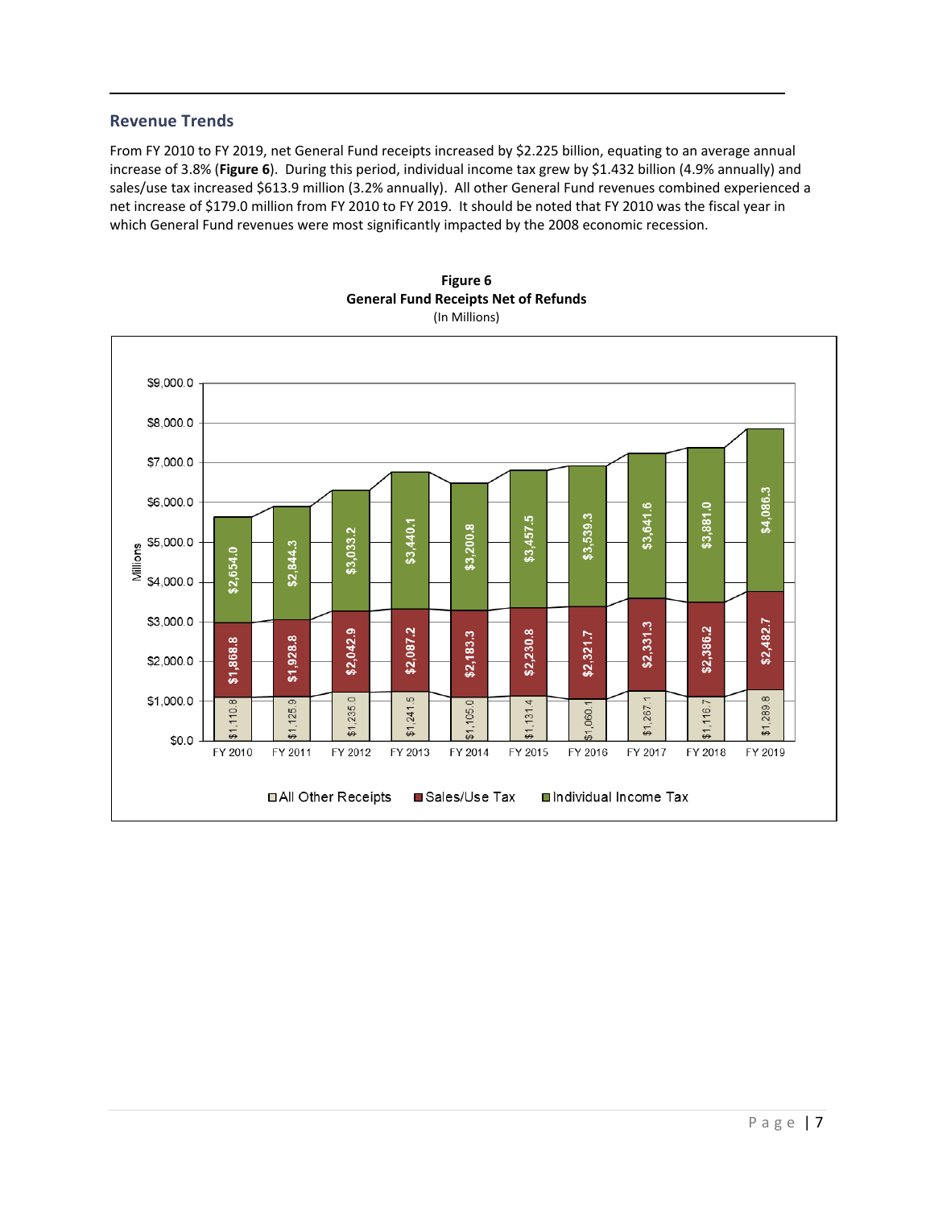## Revenue Trends

From FY 2010 to FY 2019, net General Fund receipts increased by $2.225 billion, equating to an average annual increase of 3.8% (**Figure 6**). During this period, individual income tax grew by $1.432 billion (4.9% annually) and sales/use tax increased $613.9 million (3.2% annually). All other General Fund revenues combined experienced a net increase of $179.0 million from FY 2010 to FY 2019. It should be noted that FY 2010 was the fiscal year in which General Fund revenues were most significantly impacted by the 2008 economic recession.

**Figure 6**
**General Fund Receipts Net of Refunds**
(In Millions)

| | All Other Receipts | Sales/Use Tax | Individual Income Tax |
|---|---|---|---|
| FY 2010 | $1,110.8 | $1,868.8 | $2,654.0 |
| FY 2011 | $1,125.9 | $1,928.8 | $2,844.3 |
| FY 2012 | $1,235.0 | $2,042.9 | $3,033.2 |
| FY 2013 | $1,241.5 | $2,087.2 | $3,440.1 |
| FY 2014 | $1,105.0 | $2,183.3 | $3,200.8 |
| FY 2015 | $1,131.4 | $2,230.8 | $3,457.5 |
| FY 2016 | $1,060.1 | $2,321.7 | $3,539.3 |
| FY 2017 | $1,267.1 | $2,331.3 | $3,641.6 |
| FY 2018 | $1,116.7 | $2,386.2 | $3,881.0 |
| FY 2019 | $1,289.8 | $2,482.7 | $4,086.3 |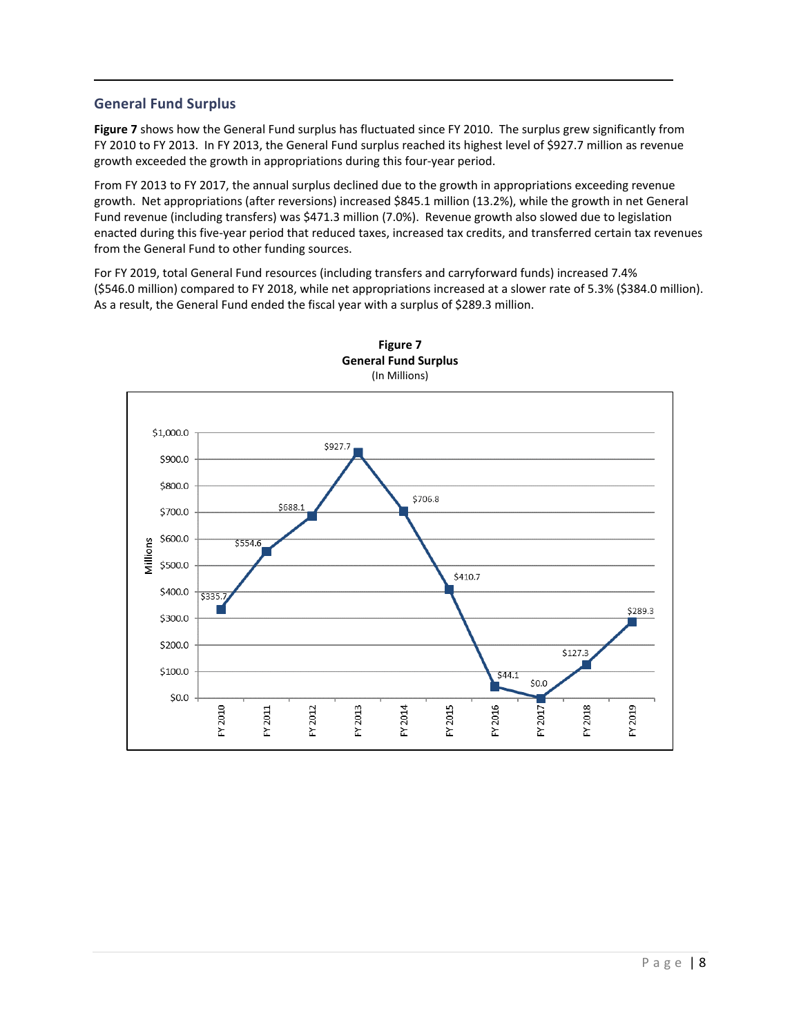## General Fund Surplus

**Figure 7** shows how the General Fund surplus has fluctuated since FY 2010. The surplus grew significantly from FY 2010 to FY 2013. In FY 2013, the General Fund surplus reached its highest level of $927.7 million as revenue growth exceeded the growth in appropriations during this four-year period.

From FY 2013 to FY 2017, the annual surplus declined due to the growth in appropriations exceeding revenue growth. Net appropriations (after reversions) increased $845.1 million (13.2%), while the growth in net General Fund revenue (including transfers) was $471.3 million (7.0%). Revenue growth also slowed due to legislation enacted during this five-year period that reduced taxes, increased tax credits, and transferred certain tax revenues from the General Fund to other funding sources.

For FY 2019, total General Fund resources (including transfers and carryforward funds) increased 7.4% ($546.0 million) compared to FY 2018, while net appropriations increased at a slower rate of 5.3% ($384.0 million). As a result, the General Fund ended the fiscal year with a surplus of $289.3 million.

**Figure 7**
**General Fund Surplus**
(In Millions)

| Fiscal Year | Surplus (Millions) |
|---|---|
| FY 2010 | $335.7 |
| FY 2011 | $554.6 |
| FY 2012 | $688.1 |
| FY 2013 | $927.7 |
| FY 2014 | $706.8 |
| FY 2015 | $410.7 |
| FY 2016 | $44.1 |
| FY 2017 | $0.0 |
| FY 2018 | $127.3 |
| FY 2019 | $289.3 |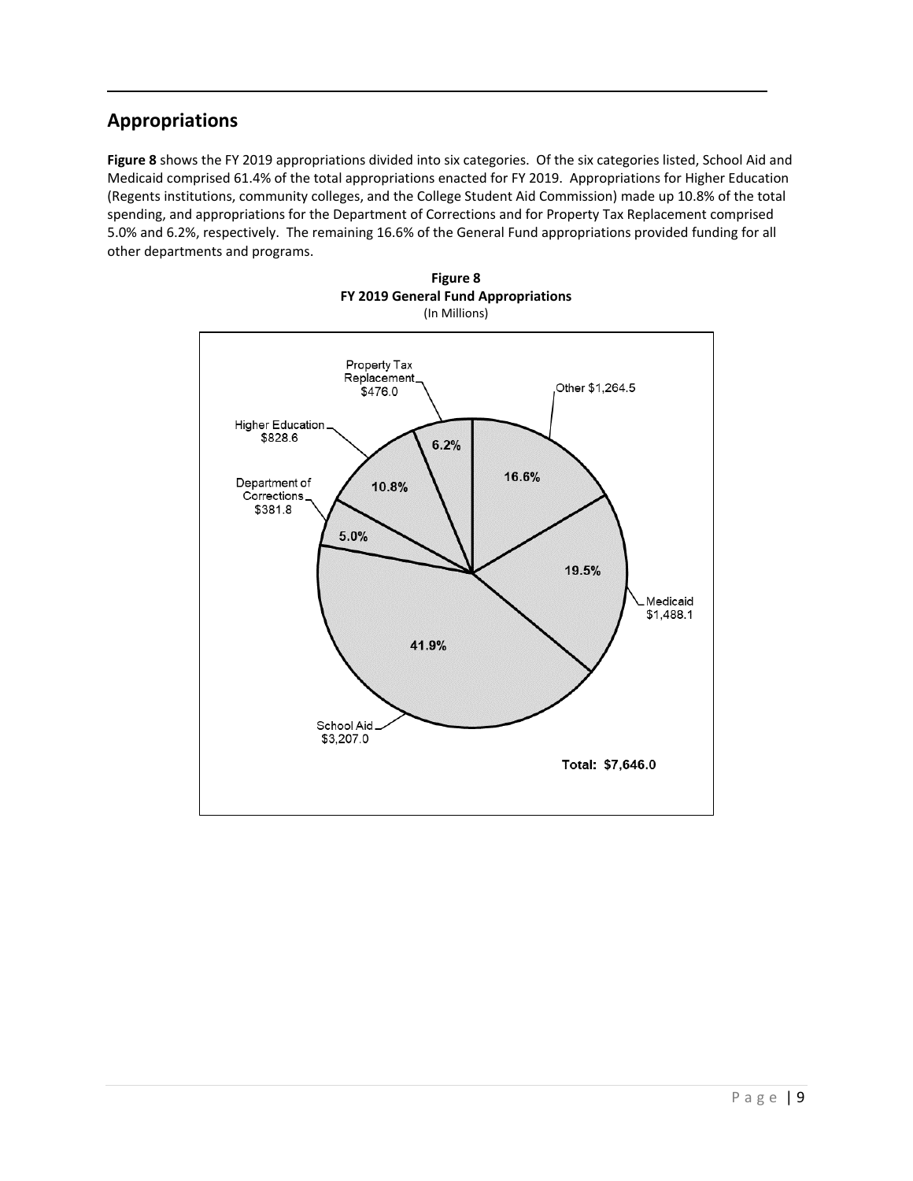## Appropriations

**Figure 8** shows the FY 2019 appropriations divided into six categories. Of the six categories listed, School Aid and Medicaid comprised 61.4% of the total appropriations enacted for FY 2019. Appropriations for Higher Education (Regents institutions, community colleges, and the College Student Aid Commission) made up 10.8% of the total spending, and appropriations for the Department of Corrections and for Property Tax Replacement comprised 5.0% and 6.2%, respectively. The remaining 16.6% of the General Fund appropriations provided funding for all other departments and programs.

**Figure 8**
**FY 2019 General Fund Appropriations**
(In Millions)

| Category | Amount | Percent |
| --- | --- | --- |
| School Aid | $3,207.0 | 41.9% |
| Medicaid | $1,488.1 | 19.5% |
| Other | $1,264.5 | 16.6% |
| Higher Education | $828.6 | 10.8% |
| Property Tax Replacement | $476.0 | 6.2% |
| Department of Corrections | $381.8 | 5.0% |

**Total: $7,646.0**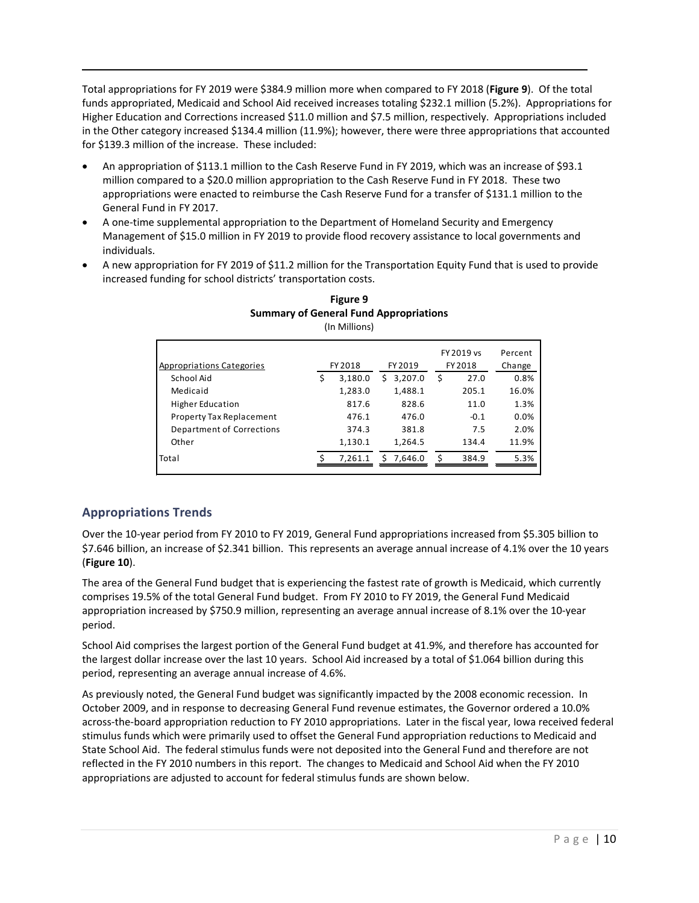Total appropriations for FY 2019 were $384.9 million more when compared to FY 2018 (**Figure 9**). Of the total funds appropriated, Medicaid and School Aid received increases totaling $232.1 million (5.2%). Appropriations for Higher Education and Corrections increased $11.0 million and $7.5 million, respectively. Appropriations included in the Other category increased $134.4 million (11.9%); however, there were three appropriations that accounted for $139.3 million of the increase. These included:

- An appropriation of $113.1 million to the Cash Reserve Fund in FY 2019, which was an increase of $93.1 million compared to a $20.0 million appropriation to the Cash Reserve Fund in FY 2018. These two appropriations were enacted to reimburse the Cash Reserve Fund for a transfer of $131.1 million to the General Fund in FY 2017.
- A one-time supplemental appropriation to the Department of Homeland Security and Emergency Management of $15.0 million in FY 2019 to provide flood recovery assistance to local governments and individuals.
- A new appropriation for FY 2019 of $11.2 million for the Transportation Equity Fund that is used to provide increased funding for school districts' transportation costs.

**Figure 9**
**Summary of General Fund Appropriations**
(In Millions)

| Appropriations Categories | FY 2018 | FY 2019 | FY 2019 vs FY 2018 | Percent Change |
|---|---|---|---|---|
| School Aid | $ 3,180.0 | $ 3,207.0 | $ 27.0 | 0.8% |
| Medicaid | 1,283.0 | 1,488.1 | 205.1 | 16.0% |
| Higher Education | 817.6 | 828.6 | 11.0 | 1.3% |
| Property Tax Replacement | 476.1 | 476.0 | -0.1 | 0.0% |
| Department of Corrections | 374.3 | 381.8 | 7.5 | 2.0% |
| Other | 1,130.1 | 1,264.5 | 134.4 | 11.9% |
| Total | $ 7,261.1 | $ 7,646.0 | $ 384.9 | 5.3% |

## Appropriations Trends

Over the 10-year period from FY 2010 to FY 2019, General Fund appropriations increased from $5.305 billion to $7.646 billion, an increase of $2.341 billion. This represents an average annual increase of 4.1% over the 10 years (**Figure 10**).

The area of the General Fund budget that is experiencing the fastest rate of growth is Medicaid, which currently comprises 19.5% of the total General Fund budget. From FY 2010 to FY 2019, the General Fund Medicaid appropriation increased by $750.9 million, representing an average annual increase of 8.1% over the 10-year period.

School Aid comprises the largest portion of the General Fund budget at 41.9%, and therefore has accounted for the largest dollar increase over the last 10 years. School Aid increased by a total of $1.064 billion during this period, representing an average annual increase of 4.6%.

As previously noted, the General Fund budget was significantly impacted by the 2008 economic recession. In October 2009, and in response to decreasing General Fund revenue estimates, the Governor ordered a 10.0% across-the-board appropriation reduction to FY 2010 appropriations. Later in the fiscal year, Iowa received federal stimulus funds which were primarily used to offset the General Fund appropriation reductions to Medicaid and State School Aid. The federal stimulus funds were not deposited into the General Fund and therefore are not reflected in the FY 2010 numbers in this report. The changes to Medicaid and School Aid when the FY 2010 appropriations are adjusted to account for federal stimulus funds are shown below.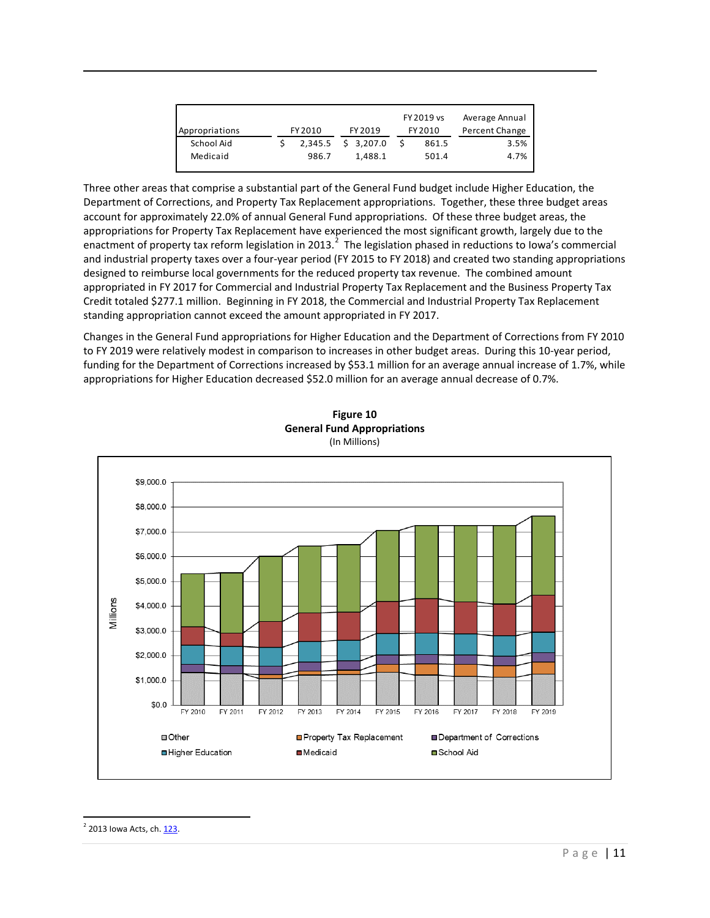| Appropriations | FY 2010 | FY 2019 | FY 2019 vs FY 2010 | Average Annual Percent Change |
|---|---|---|---|---|
| School Aid | $ 2,345.5 | $ 3,207.0 | $ 861.5 | 3.5% |
| Medicaid | 986.7 | 1,488.1 | 501.4 | 4.7% |

Three other areas that comprise a substantial part of the General Fund budget include Higher Education, the Department of Corrections, and Property Tax Replacement appropriations. Together, these three budget areas account for approximately 22.0% of annual General Fund appropriations. Of these three budget areas, the appropriations for Property Tax Replacement have experienced the most significant growth, largely due to the enactment of property tax reform legislation in 2013.[2] The legislation phased in reductions to Iowa's commercial and industrial property taxes over a four-year period (FY 2015 to FY 2018) and created two standing appropriations designed to reimburse local governments for the reduced property tax revenue. The combined amount appropriated in FY 2017 for Commercial and Industrial Property Tax Replacement and the Business Property Tax Credit totaled $277.1 million. Beginning in FY 2018, the Commercial and Industrial Property Tax Replacement standing appropriation cannot exceed the amount appropriated in FY 2017.

Changes in the General Fund appropriations for Higher Education and the Department of Corrections from FY 2010 to FY 2019 were relatively modest in comparison to increases in other budget areas. During this 10-year period, funding for the Department of Corrections increased by $53.1 million for an average annual increase of 1.7%, while appropriations for Higher Education decreased $52.0 million for an average annual decrease of 0.7%.

**Figure 10**
**General Fund Appropriations**
(In Millions)

[2] 2013 Iowa Acts, ch. 123.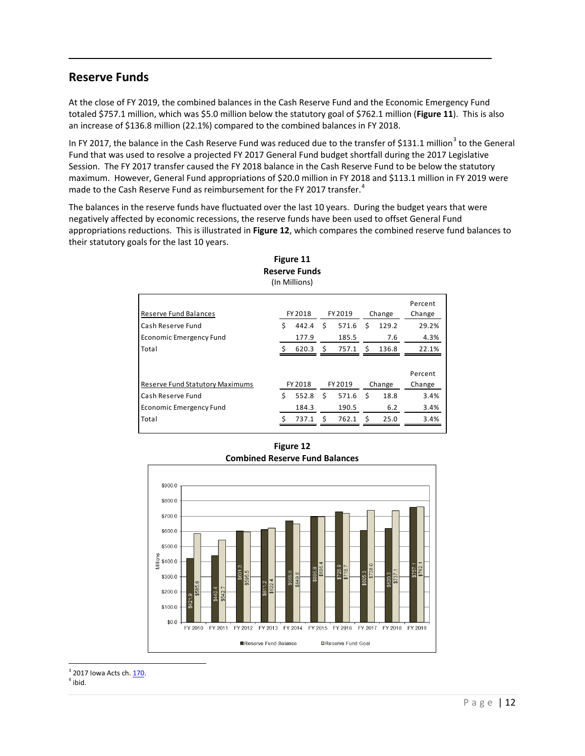## Reserve Funds

At the close of FY 2019, the combined balances in the Cash Reserve Fund and the Economic Emergency Fund totaled $757.1 million, which was $5.0 million below the statutory goal of $762.1 million (**Figure 11**). This is also an increase of $136.8 million (22.1%) compared to the combined balances in FY 2018.

In FY 2017, the balance in the Cash Reserve Fund was reduced due to the transfer of $131.1 million[3] to the General Fund that was used to resolve a projected FY 2017 General Fund budget shortfall during the 2017 Legislative Session. The FY 2017 transfer caused the FY 2018 balance in the Cash Reserve Fund to be below the statutory maximum. However, General Fund appropriations of $20.0 million in FY 2018 and $113.1 million in FY 2019 were made to the Cash Reserve Fund as reimbursement for the FY 2017 transfer.[4]

The balances in the reserve funds have fluctuated over the last 10 years. During the budget years that were negatively affected by economic recessions, the reserve funds have been used to offset General Fund appropriations reductions. This is illustrated in **Figure 12**, which compares the combined reserve fund balances to their statutory goals for the last 10 years.

**Figure 11**
**Reserve Funds**
(In Millions)

| Reserve Fund Balances | FY 2018 | FY 2019 | Change | Percent Change |
|---|---|---|---|---|
| Cash Reserve Fund | $ 442.4 | $ 571.6 | $ 129.2 | 29.2% |
| Economic Emergency Fund | 177.9 | 185.5 | 7.6 | 4.3% |
| Total | $ 620.3 | $ 757.1 | $ 136.8 | 22.1% |
| | | | | |
| **Reserve Fund Statutory Maximums** | **FY 2018** | **FY 2019** | **Change** | **Percent Change** |
| Cash Reserve Fund | $ 552.8 | $ 571.6 | $ 18.8 | 3.4% |
| Economic Emergency Fund | 184.3 | 190.5 | 6.2 | 3.4% |
| Total | $ 737.1 | $ 762.1 | $ 25.0 | 3.4% |

**Figure 12**
**Combined Reserve Fund Balances**

| (Millions) | Reserve Fund Balance | Reserve Fund Goal |
|---|---|---|
| FY 2010 | $421.9 | $585.6 |
| FY 2011 | $440.4 | $542.7 |
| FY 2012 | $601.3 | $595.5 |
| FY 2013 | $611.2 | $622.4 |
| FY 2014 | $669.8 | $649.6 |
| FY 2015 | $696.8 | $696.4 |
| FY 2016 | $728.9 | $718.7 |
| FY 2017 | $605.3 | $738.0 |
| FY 2018 | $620.3 | $737.1 |
| FY 2019 | $757.1 | $762.1 |

[3] 2017 Iowa Acts ch. 170.
[4] ibid.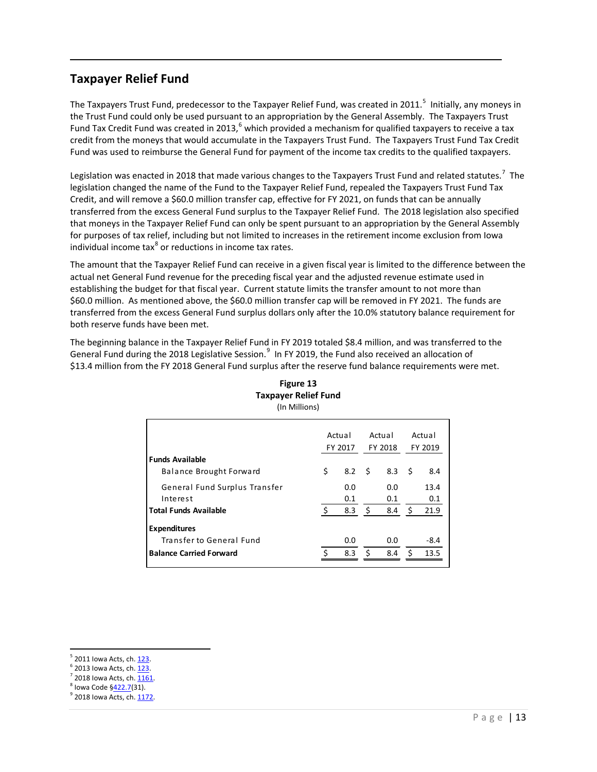## Taxpayer Relief Fund

The Taxpayers Trust Fund, predecessor to the Taxpayer Relief Fund, was created in 2011.[5] Initially, any moneys in the Trust Fund could only be used pursuant to an appropriation by the General Assembly. The Taxpayers Trust Fund Tax Credit Fund was created in 2013,[6] which provided a mechanism for qualified taxpayers to receive a tax credit from the moneys that would accumulate in the Taxpayers Trust Fund. The Taxpayers Trust Fund Tax Credit Fund was used to reimburse the General Fund for payment of the income tax credits to the qualified taxpayers.

Legislation was enacted in 2018 that made various changes to the Taxpayers Trust Fund and related statutes.[7] The legislation changed the name of the Fund to the Taxpayer Relief Fund, repealed the Taxpayers Trust Fund Tax Credit, and will remove a $60.0 million transfer cap, effective for FY 2021, on funds that can be annually transferred from the excess General Fund surplus to the Taxpayer Relief Fund. The 2018 legislation also specified that moneys in the Taxpayer Relief Fund can only be spent pursuant to an appropriation by the General Assembly for purposes of tax relief, including but not limited to increases in the retirement income exclusion from Iowa individual income tax[8] or reductions in income tax rates.

The amount that the Taxpayer Relief Fund can receive in a given fiscal year is limited to the difference between the actual net General Fund revenue for the preceding fiscal year and the adjusted revenue estimate used in establishing the budget for that fiscal year. Current statute limits the transfer amount to not more than $60.0 million. As mentioned above, the $60.0 million transfer cap will be removed in FY 2021. The funds are transferred from the excess General Fund surplus dollars only after the 10.0% statutory balance requirement for both reserve funds have been met.

The beginning balance in the Taxpayer Relief Fund in FY 2019 totaled $8.4 million, and was transferred to the General Fund during the 2018 Legislative Session.[9] In FY 2019, the Fund also received an allocation of $13.4 million from the FY 2018 General Fund surplus after the reserve fund balance requirements were met.

**Figure 13**
**Taxpayer Relief Fund**
(In Millions)

| | Actual FY 2017 | Actual FY 2018 | Actual FY 2019 |
|---|---|---|---|
| **Funds Available** | | | |
| Balance Brought Forward | $ 8.2 | $ 8.3 | $ 8.4 |
| General Fund Surplus Transfer | 0.0 | 0.0 | 13.4 |
| Interest | 0.1 | 0.1 | 0.1 |
| **Total Funds Available** | $ 8.3 | $ 8.4 | $ 21.9 |
| **Expenditures** | | | |
| Transfer to General Fund | 0.0 | 0.0 | -8.4 |
| **Balance Carried Forward** | $ 8.3 | $ 8.4 | $ 13.5 |

[5] 2011 Iowa Acts, ch. 123.
[6] 2013 Iowa Acts, ch. 123.
[7] 2018 Iowa Acts, ch. 1161.
[8] Iowa Code §422.7(31).
[9] 2018 Iowa Acts, ch. 1172.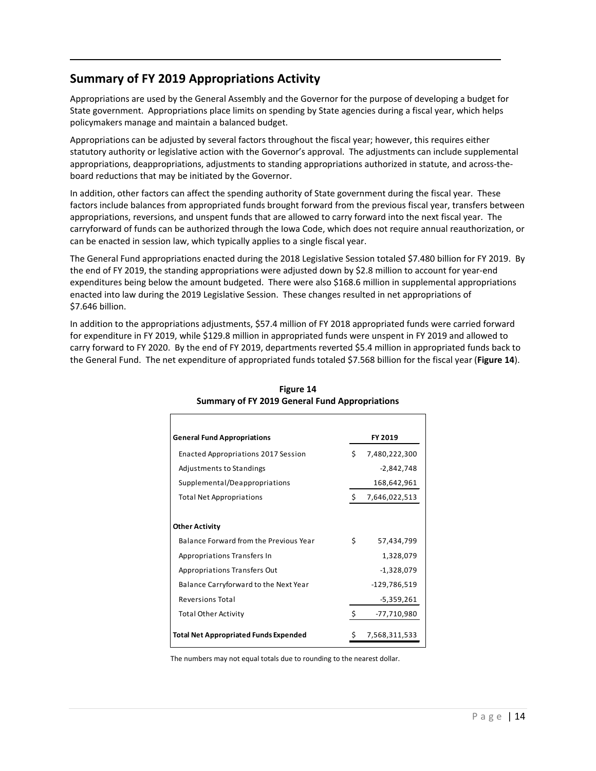## Summary of FY 2019 Appropriations Activity

Appropriations are used by the General Assembly and the Governor for the purpose of developing a budget for State government. Appropriations place limits on spending by State agencies during a fiscal year, which helps policymakers manage and maintain a balanced budget.

Appropriations can be adjusted by several factors throughout the fiscal year; however, this requires either statutory authority or legislative action with the Governor's approval. The adjustments can include supplemental appropriations, deappropriations, adjustments to standing appropriations authorized in statute, and across-the-board reductions that may be initiated by the Governor.

In addition, other factors can affect the spending authority of State government during the fiscal year. These factors include balances from appropriated funds brought forward from the previous fiscal year, transfers between appropriations, reversions, and unspent funds that are allowed to carry forward into the next fiscal year. The carryforward of funds can be authorized through the Iowa Code, which does not require annual reauthorization, or can be enacted in session law, which typically applies to a single fiscal year.

The General Fund appropriations enacted during the 2018 Legislative Session totaled $7.480 billion for FY 2019. By the end of FY 2019, the standing appropriations were adjusted down by $2.8 million to account for year-end expenditures being below the amount budgeted. There were also $168.6 million in supplemental appropriations enacted into law during the 2019 Legislative Session. These changes resulted in net appropriations of $7.646 billion.

In addition to the appropriations adjustments, $57.4 million of FY 2018 appropriated funds were carried forward for expenditure in FY 2019, while $129.8 million in appropriated funds were unspent in FY 2019 and allowed to carry forward to FY 2020. By the end of FY 2019, departments reverted $5.4 million in appropriated funds back to the General Fund. The net expenditure of appropriated funds totaled $7.568 billion for the fiscal year (**Figure 14**).

**Figure 14**
**Summary of FY 2019 General Fund Appropriations**

| **General Fund Appropriations** | **FY 2019** |
|---|---|
| Enacted Appropriations 2017 Session | $ 7,480,222,300 |
| Adjustments to Standings | -2,842,748 |
| Supplemental/Deappropriations | 168,642,961 |
| Total Net Appropriations | $ 7,646,022,513 |
| | |
| **Other Activity** | |
| Balance Forward from the Previous Year | $ 57,434,799 |
| Appropriations Transfers In | 1,328,079 |
| Appropriations Transfers Out | -1,328,079 |
| Balance Carryforward to the Next Year | -129,786,519 |
| Reversions Total | -5,359,261 |
| Total Other Activity | $ -77,710,980 |
| | |
| **Total Net Appropriated Funds Expended** | $ 7,568,311,533 |

The numbers may not equal totals due to rounding to the nearest dollar.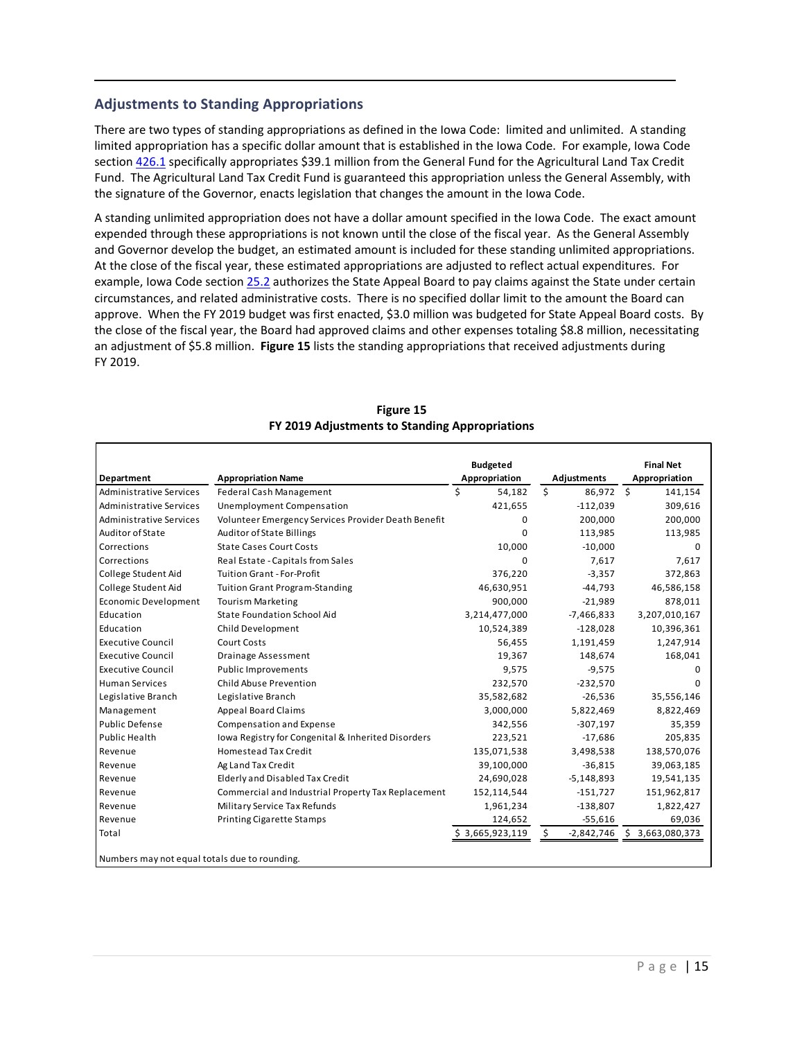## Adjustments to Standing Appropriations

There are two types of standing appropriations as defined in the Iowa Code: limited and unlimited. A standing limited appropriation has a specific dollar amount that is established in the Iowa Code. For example, Iowa Code section 426.1 specifically appropriates $39.1 million from the General Fund for the Agricultural Land Tax Credit Fund. The Agricultural Land Tax Credit Fund is guaranteed this appropriation unless the General Assembly, with the signature of the Governor, enacts legislation that changes the amount in the Iowa Code.

A standing unlimited appropriation does not have a dollar amount specified in the Iowa Code. The exact amount expended through these appropriations is not known until the close of the fiscal year. As the General Assembly and Governor develop the budget, an estimated amount is included for these standing unlimited appropriations. At the close of the fiscal year, these estimated appropriations are adjusted to reflect actual expenditures. For example, Iowa Code section 25.2 authorizes the State Appeal Board to pay claims against the State under certain circumstances, and related administrative costs. There is no specified dollar limit to the amount the Board can approve. When the FY 2019 budget was first enacted, $3.0 million was budgeted for State Appeal Board costs. By the close of the fiscal year, the Board had approved claims and other expenses totaling $8.8 million, necessitating an adjustment of $5.8 million. **Figure 15** lists the standing appropriations that received adjustments during FY 2019.

**Figure 15**
**FY 2019 Adjustments to Standing Appropriations**

| Department | Appropriation Name | Budgeted Appropriation | Adjustments | Final Net Appropriation |
|---|---|---|---|---|
| Administrative Services | Federal Cash Management | $ 54,182 | $ 86,972 | $ 141,154 |
| Administrative Services | Unemployment Compensation | 421,655 | -112,039 | 309,616 |
| Administrative Services | Volunteer Emergency Services Provider Death Benefit | 0 | 200,000 | 200,000 |
| Auditor of State | Auditor of State Billings | 0 | 113,985 | 113,985 |
| Corrections | State Cases Court Costs | 10,000 | -10,000 | 0 |
| Corrections | Real Estate - Capitals from Sales | 0 | 7,617 | 7,617 |
| College Student Aid | Tuition Grant - For-Profit | 376,220 | -3,357 | 372,863 |
| College Student Aid | Tuition Grant Program-Standing | 46,630,951 | -44,793 | 46,586,158 |
| Economic Development | Tourism Marketing | 900,000 | -21,989 | 878,011 |
| Education | State Foundation School Aid | 3,214,477,000 | -7,466,833 | 3,207,010,167 |
| Education | Child Development | 10,524,389 | -128,028 | 10,396,361 |
| Executive Council | Court Costs | 56,455 | 1,191,459 | 1,247,914 |
| Executive Council | Drainage Assessment | 19,367 | 148,674 | 168,041 |
| Executive Council | Public Improvements | 9,575 | -9,575 | 0 |
| Human Services | Child Abuse Prevention | 232,570 | -232,570 | 0 |
| Legislative Branch | Legislative Branch | 35,582,682 | -26,536 | 35,556,146 |
| Management | Appeal Board Claims | 3,000,000 | 5,822,469 | 8,822,469 |
| Public Defense | Compensation and Expense | 342,556 | -307,197 | 35,359 |
| Public Health | Iowa Registry for Congenital & Inherited Disorders | 223,521 | -17,686 | 205,835 |
| Revenue | Homestead Tax Credit | 135,071,538 | 3,498,538 | 138,570,076 |
| Revenue | Ag Land Tax Credit | 39,100,000 | -36,815 | 39,063,185 |
| Revenue | Elderly and Disabled Tax Credit | 24,690,028 | -5,148,893 | 19,541,135 |
| Revenue | Commercial and Industrial Property Tax Replacement | 152,114,544 | -151,727 | 151,962,817 |
| Revenue | Military Service Tax Refunds | 1,961,234 | -138,807 | 1,822,427 |
| Revenue | Printing Cigarette Stamps | 124,652 | -55,616 | 69,036 |
| Total | | $ 3,665,923,119 | $ -2,842,746 | $ 3,663,080,373 |

Numbers may not equal totals due to rounding.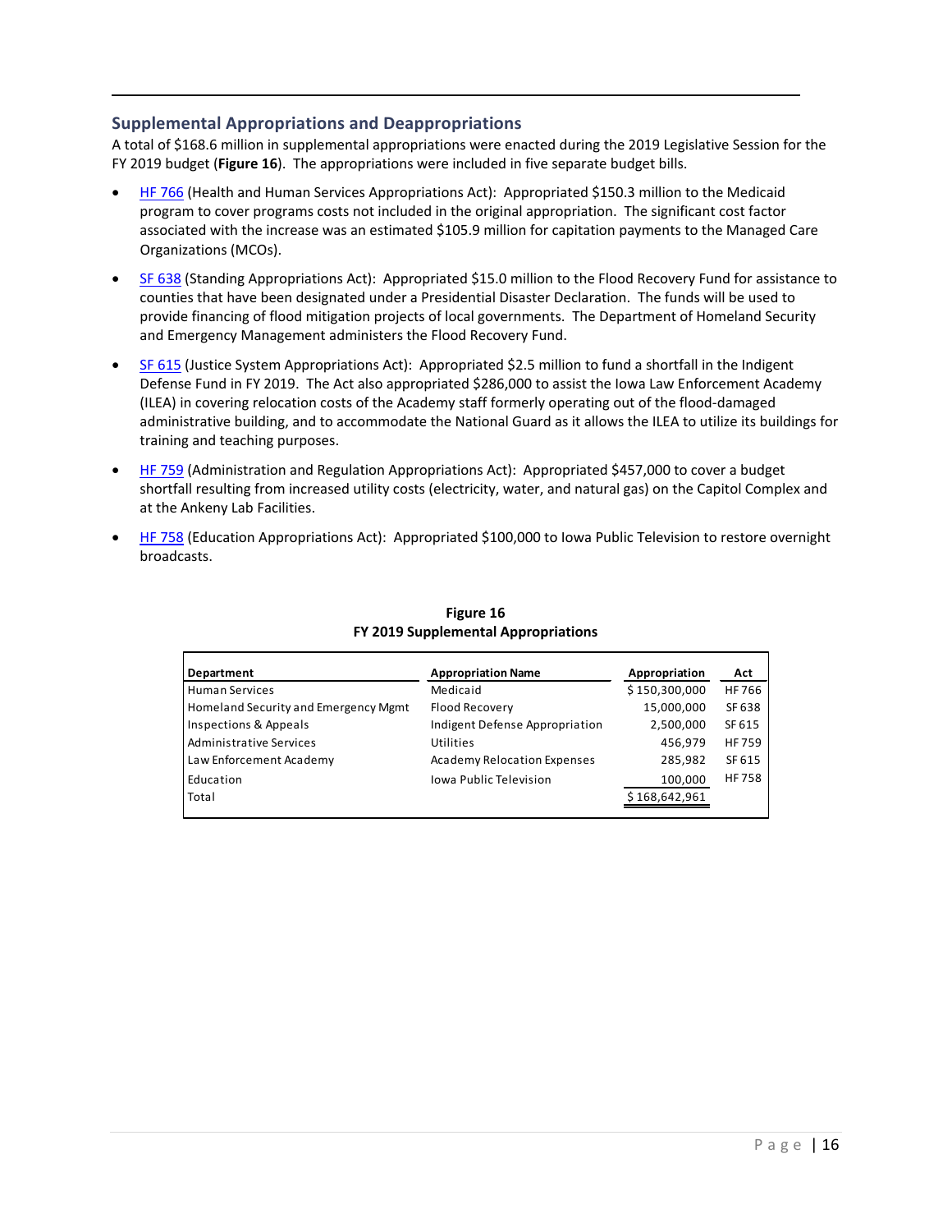## Supplemental Appropriations and Deappropriations

A total of $168.6 million in supplemental appropriations were enacted during the 2019 Legislative Session for the FY 2019 budget (**Figure 16**). The appropriations were included in five separate budget bills.

- HF 766 (Health and Human Services Appropriations Act): Appropriated $150.3 million to the Medicaid program to cover programs costs not included in the original appropriation. The significant cost factor associated with the increase was an estimated $105.9 million for capitation payments to the Managed Care Organizations (MCOs).
- SF 638 (Standing Appropriations Act): Appropriated $15.0 million to the Flood Recovery Fund for assistance to counties that have been designated under a Presidential Disaster Declaration. The funds will be used to provide financing of flood mitigation projects of local governments. The Department of Homeland Security and Emergency Management administers the Flood Recovery Fund.
- SF 615 (Justice System Appropriations Act): Appropriated $2.5 million to fund a shortfall in the Indigent Defense Fund in FY 2019. The Act also appropriated $286,000 to assist the Iowa Law Enforcement Academy (ILEA) in covering relocation costs of the Academy staff formerly operating out of the flood-damaged administrative building, and to accommodate the National Guard as it allows the ILEA to utilize its buildings for training and teaching purposes.
- HF 759 (Administration and Regulation Appropriations Act): Appropriated $457,000 to cover a budget shortfall resulting from increased utility costs (electricity, water, and natural gas) on the Capitol Complex and at the Ankeny Lab Facilities.
- HF 758 (Education Appropriations Act): Appropriated $100,000 to Iowa Public Television to restore overnight broadcasts.

**Figure 16**
**FY 2019 Supplemental Appropriations**

| Department | Appropriation Name | Appropriation | Act |
|---|---|---|---|
| Human Services | Medicaid | $ 150,300,000 | HF 766 |
| Homeland Security and Emergency Mgmt | Flood Recovery | 15,000,000 | SF 638 |
| Inspections & Appeals | Indigent Defense Appropriation | 2,500,000 | SF 615 |
| Administrative Services | Utilities | 456,979 | HF 759 |
| Law Enforcement Academy | Academy Relocation Expenses | 285,982 | SF 615 |
| Education | Iowa Public Television | 100,000 | HF 758 |
| Total | | $ 168,642,961 | |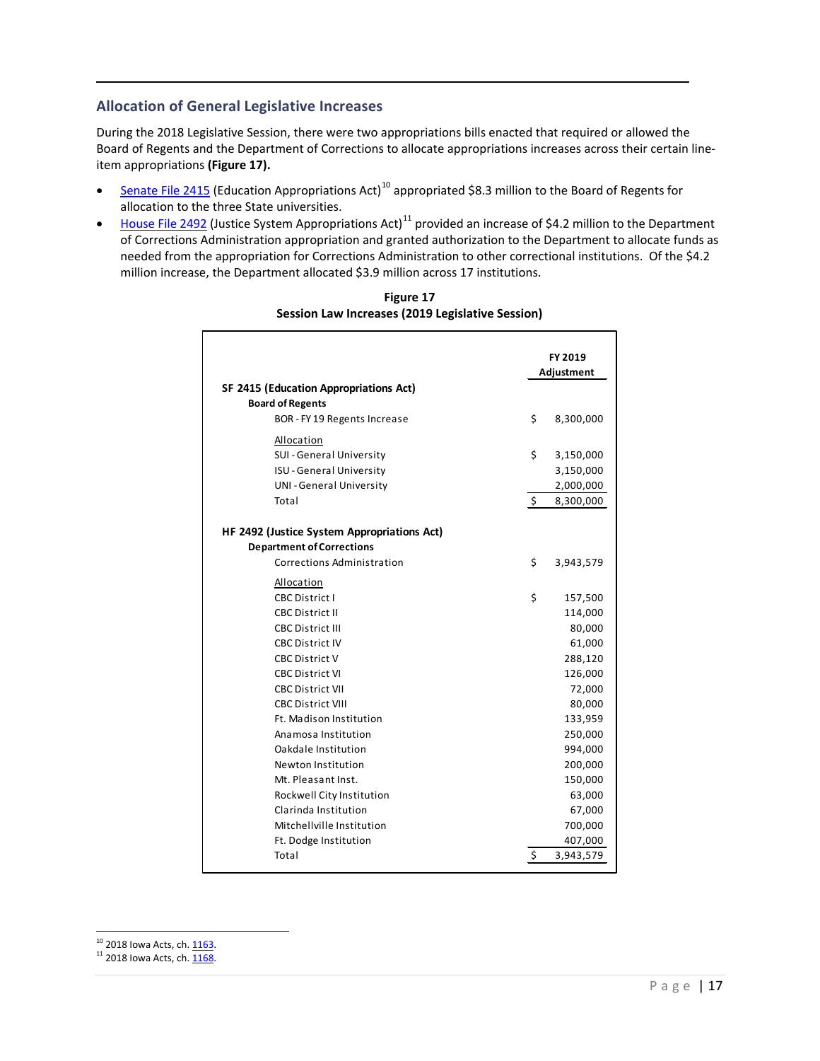## Allocation of General Legislative Increases

During the 2018 Legislative Session, there were two appropriations bills enacted that required or allowed the Board of Regents and the Department of Corrections to allocate appropriations increases across their certain line-item appropriations **(Figure 17).**

- Senate File 2415 (Education Appropriations Act)[10] appropriated $8.3 million to the Board of Regents for allocation to the three State universities.
- House File 2492 (Justice System Appropriations Act)[11] provided an increase of $4.2 million to the Department of Corrections Administration appropriation and granted authorization to the Department to allocate funds as needed from the appropriation for Corrections Administration to other correctional institutions. Of the $4.2 million increase, the Department allocated $3.9 million across 17 institutions.

**Figure 17**
**Session Law Increases (2019 Legislative Session)**

| | FY 2019 Adjustment |
|---|---|
| **SF 2415 (Education Appropriations Act)** | |
| **Board of Regents** | |
| BOR - FY 19 Regents Increase | $ 8,300,000 |
| Allocation | |
| SUI - General University | $ 3,150,000 |
| ISU - General University | 3,150,000 |
| UNI - General University | 2,000,000 |
| Total | $ 8,300,000 |
| **HF 2492 (Justice System Appropriations Act)** | |
| **Department of Corrections** | |
| Corrections Administration | $ 3,943,579 |
| Allocation | |
| CBC District I | $ 157,500 |
| CBC District II | 114,000 |
| CBC District III | 80,000 |
| CBC District IV | 61,000 |
| CBC District V | 288,120 |
| CBC District VI | 126,000 |
| CBC District VII | 72,000 |
| CBC District VIII | 80,000 |
| Ft. Madison Institution | 133,959 |
| Anamosa Institution | 250,000 |
| Oakdale Institution | 994,000 |
| Newton Institution | 200,000 |
| Mt. Pleasant Inst. | 150,000 |
| Rockwell City Institution | 63,000 |
| Clarinda Institution | 67,000 |
| Mitchellville Institution | 700,000 |
| Ft. Dodge Institution | 407,000 |
| Total | $ 3,943,579 |

[10] 2018 Iowa Acts, ch. 1163.
[11] 2018 Iowa Acts, ch. 1168.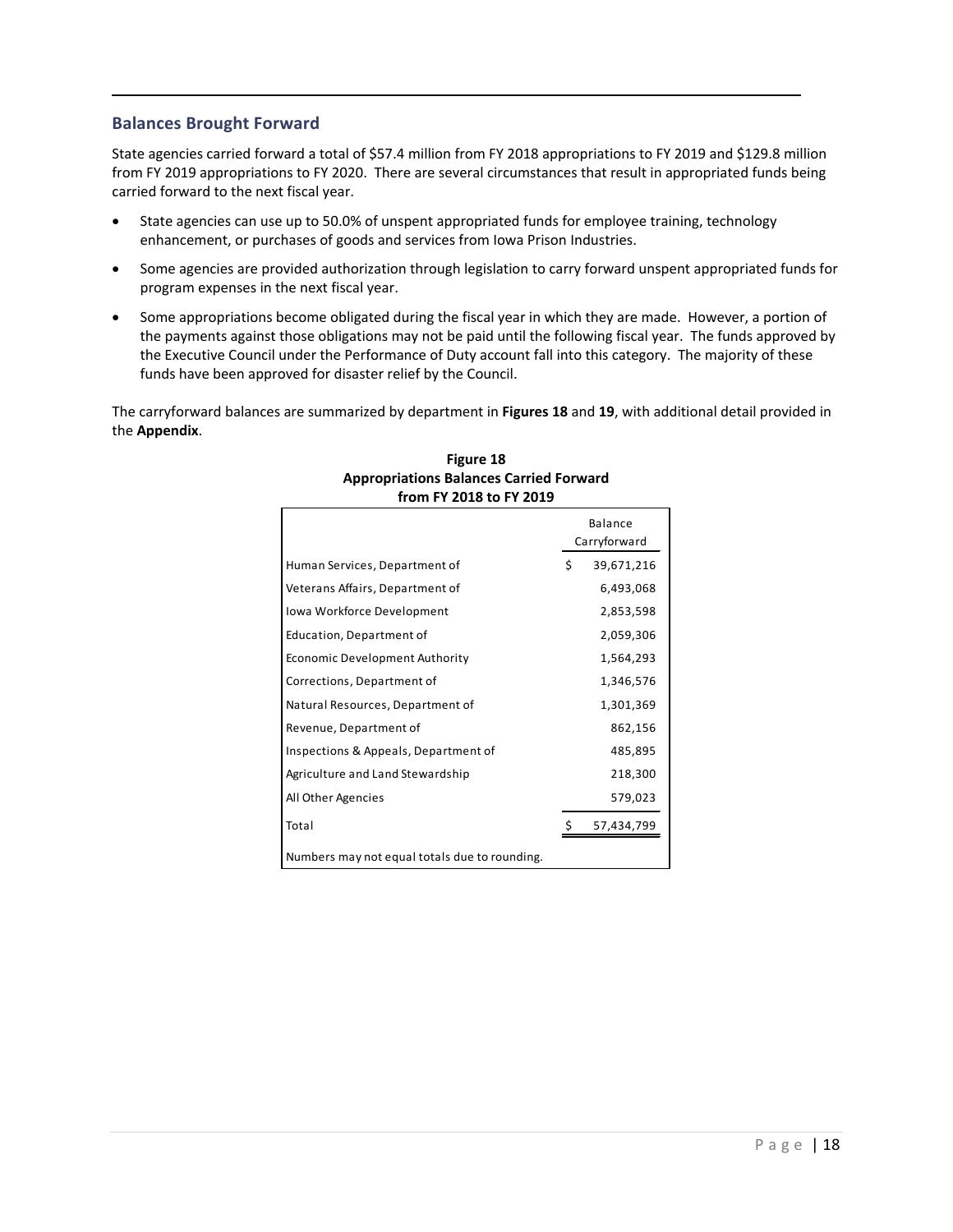## Balances Brought Forward

State agencies carried forward a total of $57.4 million from FY 2018 appropriations to FY 2019 and $129.8 million from FY 2019 appropriations to FY 2020. There are several circumstances that result in appropriated funds being carried forward to the next fiscal year.

- State agencies can use up to 50.0% of unspent appropriated funds for employee training, technology enhancement, or purchases of goods and services from Iowa Prison Industries.
- Some agencies are provided authorization through legislation to carry forward unspent appropriated funds for program expenses in the next fiscal year.
- Some appropriations become obligated during the fiscal year in which they are made. However, a portion of the payments against those obligations may not be paid until the following fiscal year. The funds approved by the Executive Council under the Performance of Duty account fall into this category. The majority of these funds have been approved for disaster relief by the Council.

The carryforward balances are summarized by department in **Figures 18** and **19**, with additional detail provided in the **Appendix**.

**Figure 18**
**Appropriations Balances Carried Forward from FY 2018 to FY 2019**

| | Balance Carryforward |
|---|---|
| Human Services, Department of | $ 39,671,216 |
| Veterans Affairs, Department of | 6,493,068 |
| Iowa Workforce Development | 2,853,598 |
| Education, Department of | 2,059,306 |
| Economic Development Authority | 1,564,293 |
| Corrections, Department of | 1,346,576 |
| Natural Resources, Department of | 1,301,369 |
| Revenue, Department of | 862,156 |
| Inspections & Appeals, Department of | 485,895 |
| Agriculture and Land Stewardship | 218,300 |
| All Other Agencies | 579,023 |
| Total | $ 57,434,799 |

Numbers may not equal totals due to rounding.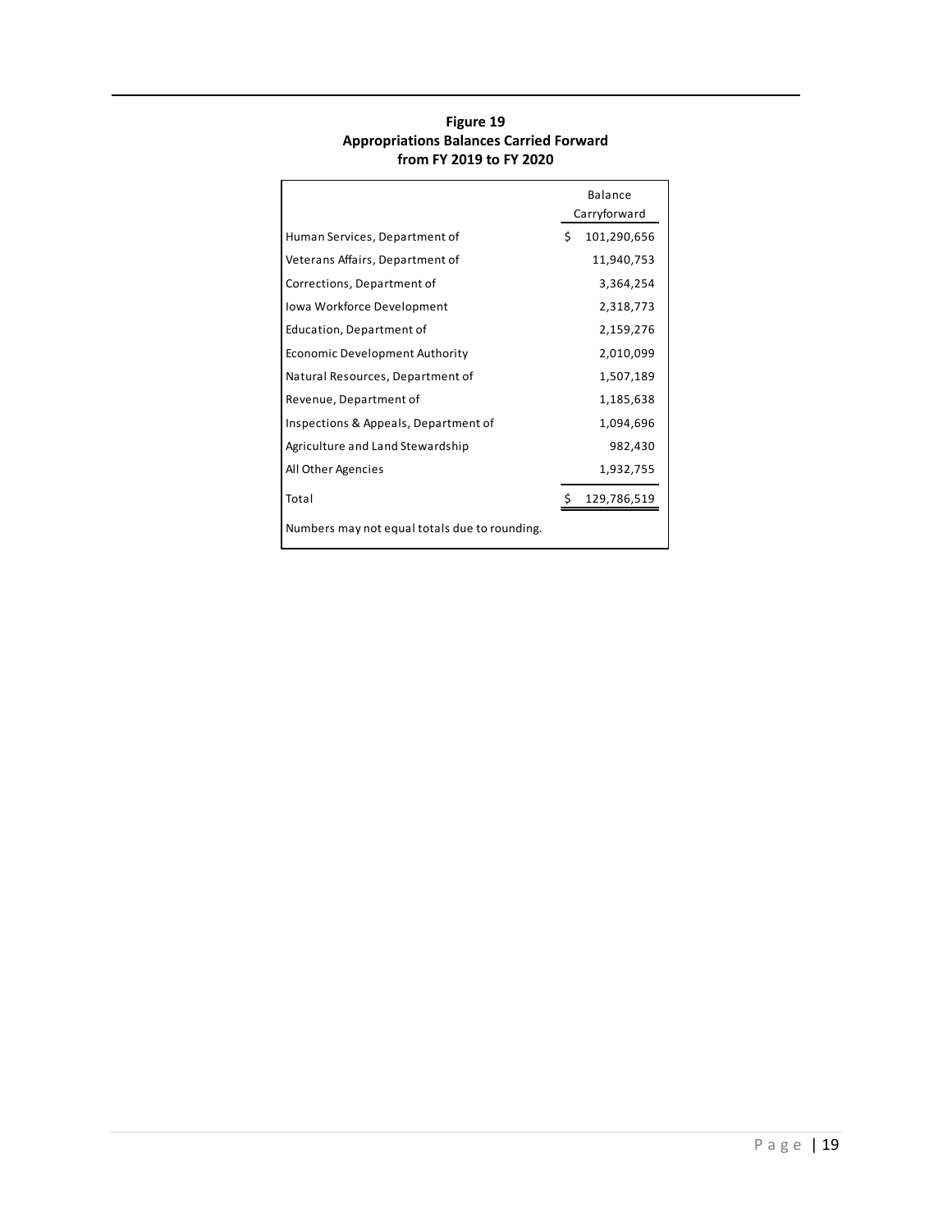**Figure 19**
**Appropriations Balances Carried Forward**
**from FY 2019 to FY 2020**

| | Balance Carryforward |
|---|---|
| Human Services, Department of | $ 101,290,656 |
| Veterans Affairs, Department of | 11,940,753 |
| Corrections, Department of | 3,364,254 |
| Iowa Workforce Development | 2,318,773 |
| Education, Department of | 2,159,276 |
| Economic Development Authority | 2,010,099 |
| Natural Resources, Department of | 1,507,189 |
| Revenue, Department of | 1,185,638 |
| Inspections & Appeals, Department of | 1,094,696 |
| Agriculture and Land Stewardship | 982,430 |
| All Other Agencies | 1,932,755 |
| Total | $ 129,786,519 |

Numbers may not equal totals due to rounding.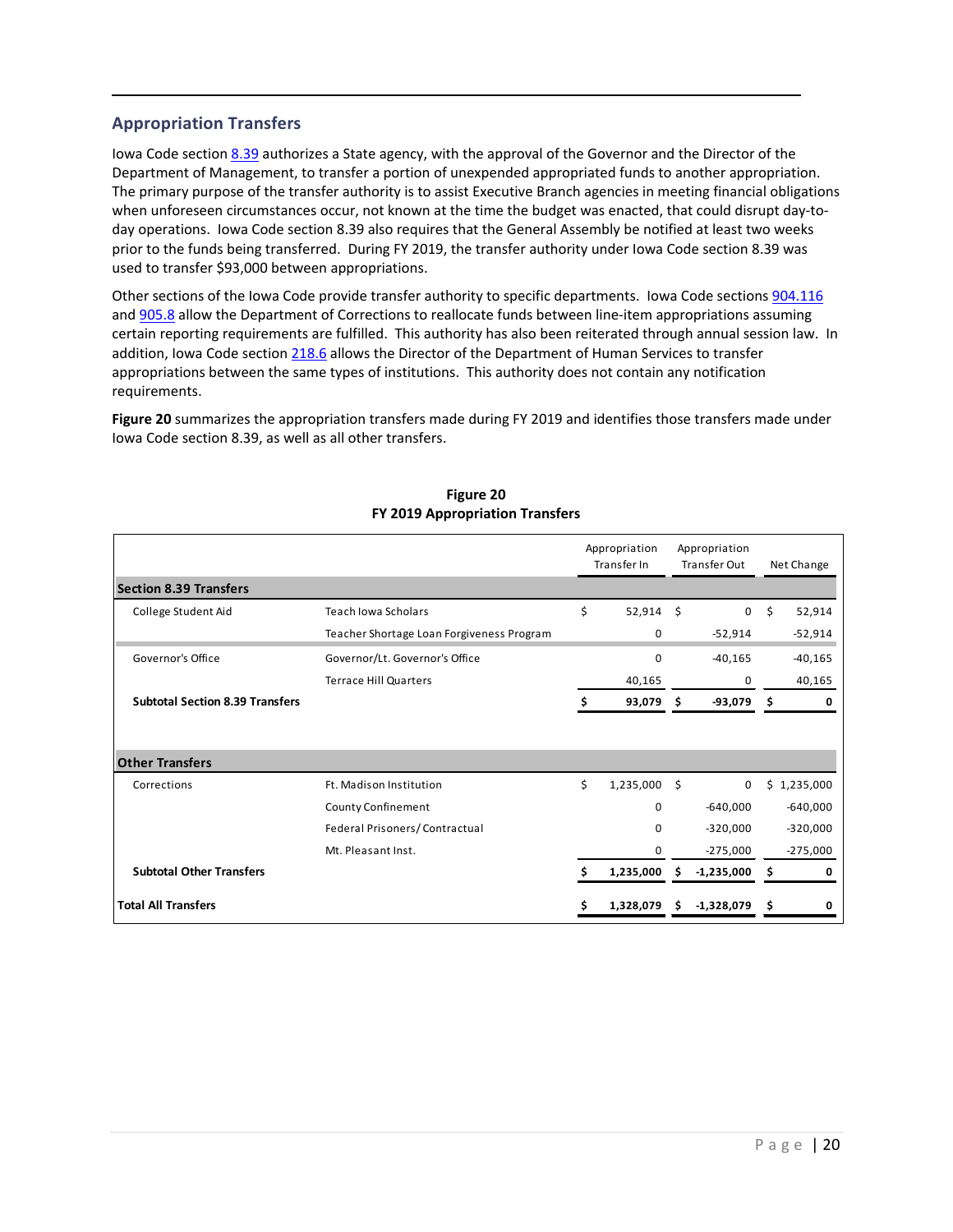## Appropriation Transfers

Iowa Code section 8.39 authorizes a State agency, with the approval of the Governor and the Director of the Department of Management, to transfer a portion of unexpended appropriated funds to another appropriation. The primary purpose of the transfer authority is to assist Executive Branch agencies in meeting financial obligations when unforeseen circumstances occur, not known at the time the budget was enacted, that could disrupt day-to-day operations. Iowa Code section 8.39 also requires that the General Assembly be notified at least two weeks prior to the funds being transferred. During FY 2019, the transfer authority under Iowa Code section 8.39 was used to transfer $93,000 between appropriations.

Other sections of the Iowa Code provide transfer authority to specific departments. Iowa Code sections 904.116 and 905.8 allow the Department of Corrections to reallocate funds between line-item appropriations assuming certain reporting requirements are fulfilled. This authority has also been reiterated through annual session law. In addition, Iowa Code section 218.6 allows the Director of the Department of Human Services to transfer appropriations between the same types of institutions. This authority does not contain any notification requirements.

**Figure 20** summarizes the appropriation transfers made during FY 2019 and identifies those transfers made under Iowa Code section 8.39, as well as all other transfers.

**Figure 20**
**FY 2019 Appropriation Transfers**

| | | Appropriation Transfer In | Appropriation Transfer Out | Net Change |
|---|---|---|---|---|
| **Section 8.39 Transfers** | | | | |
| College Student Aid | Teach Iowa Scholars | $ 52,914 | $ 0 | $ 52,914 |
| | Teacher Shortage Loan Forgiveness Program | 0 | -52,914 | -52,914 |
| Governor's Office | Governor/Lt. Governor's Office | 0 | -40,165 | -40,165 |
| | Terrace Hill Quarters | 40,165 | 0 | 40,165 |
| **Subtotal Section 8.39 Transfers** | | **$ 93,079** | **$ -93,079** | **$ 0** |
| **Other Transfers** | | | | |
| Corrections | Ft. Madison Institution | $ 1,235,000 | $ 0 | $ 1,235,000 |
| | County Confinement | 0 | -640,000 | -640,000 |
| | Federal Prisoners/Contractual | 0 | -320,000 | -320,000 |
| | Mt. Pleasant Inst. | 0 | -275,000 | -275,000 |
| **Subtotal Other Transfers** | | **$ 1,235,000** | **$ -1,235,000** | **$ 0** |
| **Total All Transfers** | | **$ 1,328,079** | **$ -1,328,079** | **$ 0** |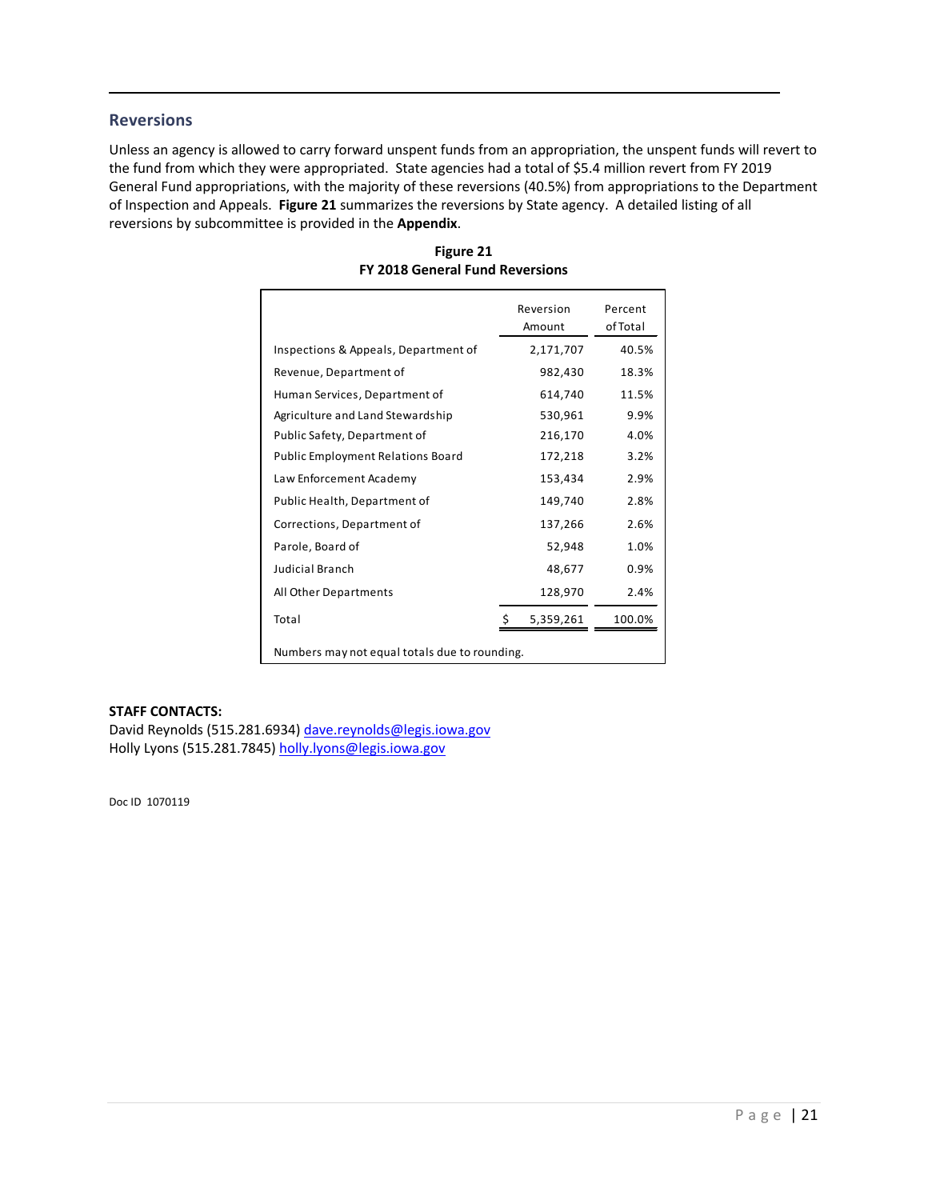## Reversions

Unless an agency is allowed to carry forward unspent funds from an appropriation, the unspent funds will revert to the fund from which they were appropriated. State agencies had a total of $5.4 million revert from FY 2019 General Fund appropriations, with the majority of these reversions (40.5%) from appropriations to the Department of Inspection and Appeals. **Figure 21** summarizes the reversions by State agency. A detailed listing of all reversions by subcommittee is provided in the **Appendix**.

**Figure 21**
**FY 2018 General Fund Reversions**

| | Reversion Amount | Percent of Total |
|---|---|---|
| Inspections & Appeals, Department of | 2,171,707 | 40.5% |
| Revenue, Department of | 982,430 | 18.3% |
| Human Services, Department of | 614,740 | 11.5% |
| Agriculture and Land Stewardship | 530,961 | 9.9% |
| Public Safety, Department of | 216,170 | 4.0% |
| Public Employment Relations Board | 172,218 | 3.2% |
| Law Enforcement Academy | 153,434 | 2.9% |
| Public Health, Department of | 149,740 | 2.8% |
| Corrections, Department of | 137,266 | 2.6% |
| Parole, Board of | 52,948 | 1.0% |
| Judicial Branch | 48,677 | 0.9% |
| All Other Departments | 128,970 | 2.4% |
| Total | $ 5,359,261 | 100.0% |

Numbers may not equal totals due to rounding.

**STAFF CONTACTS:**
David Reynolds (515.281.6934) dave.reynolds@legis.iowa.gov
Holly Lyons (515.281.7845) holly.lyons@legis.iowa.gov

Doc ID 1070119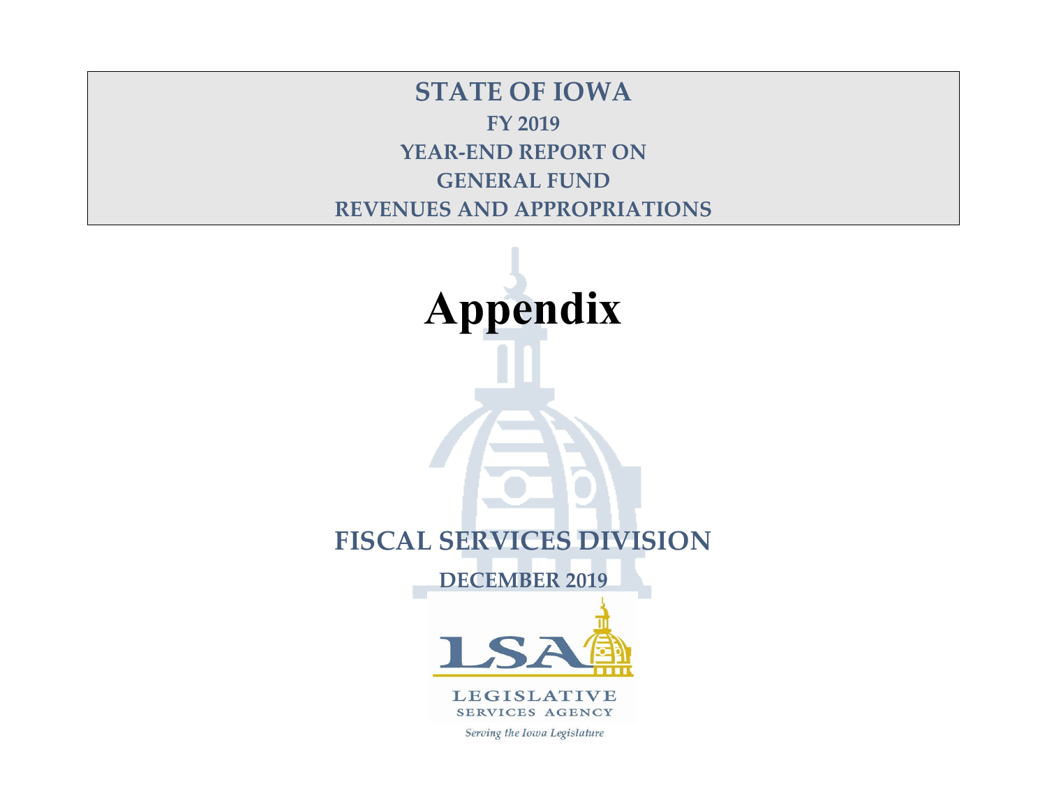# STATE OF IOWA

## FY 2019

## YEAR-END REPORT ON

## GENERAL FUND

## REVENUES AND APPROPRIATIONS

# Appendix

## FISCAL SERVICES DIVISION

**DECEMBER 2019**

LSA

LEGISLATIVE SERVICES AGENCY

*Serving the Iowa Legislature*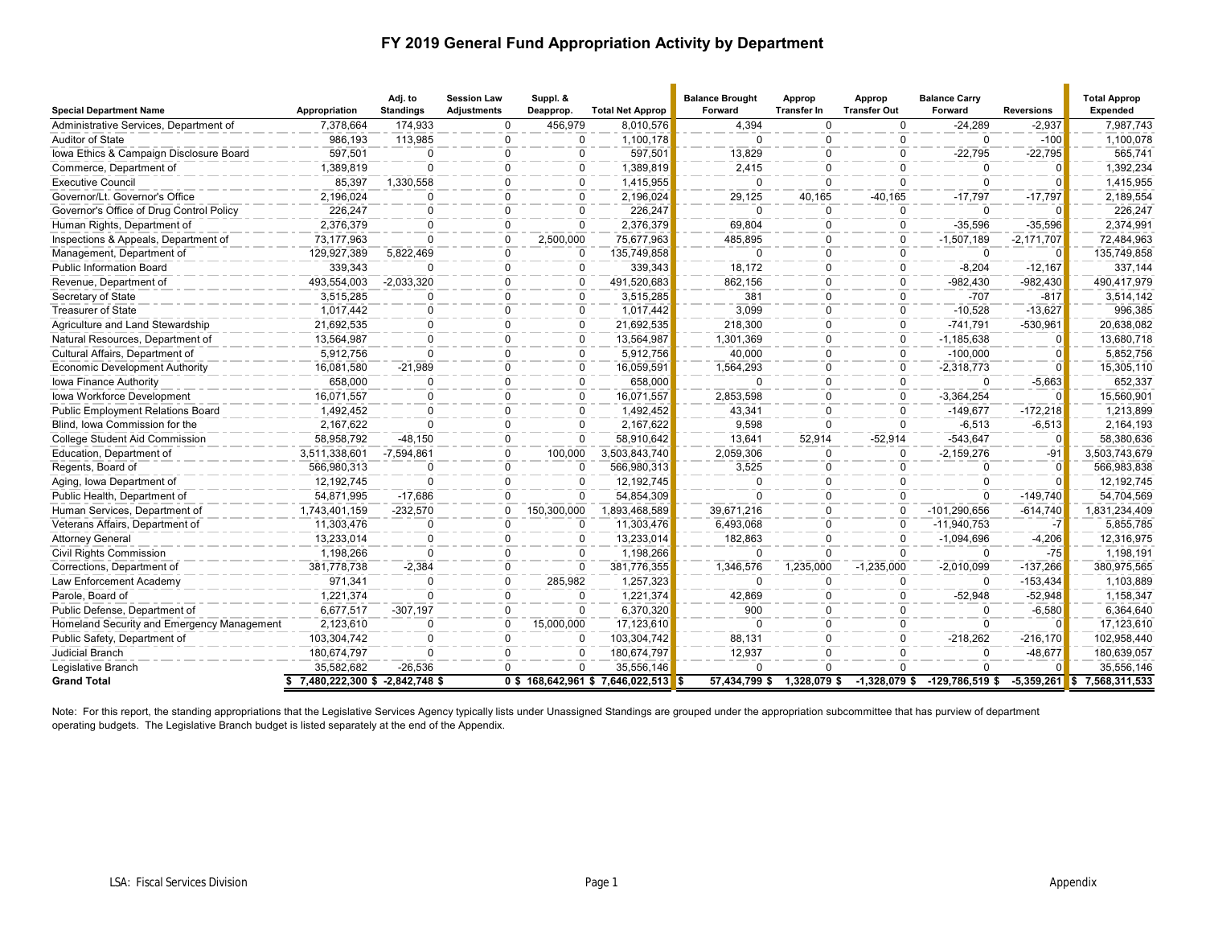# FY 2019 General Fund Appropriation Activity by Department

| Special Department Name | Appropriation | Adj. to Standings | Session Law Adjustments | Suppl. & Deapprop. | Total Net Approp | Balance Brought Forward | Approp Transfer In | Approp Transfer Out | Balance Carry Forward | Reversions | Total Approp Expended |
|---|---|---|---|---|---|---|---|---|---|---|---|
| Administrative Services, Department of | 7,378,664 | 174,933 | 0 | 456,979 | 8,010,576 | 4,394 | 0 | 0 | -24,289 | -2,937 | 7,987,743 |
| Auditor of State | 986,193 | 113,985 | 0 | 0 | 1,100,178 | 0 | 0 | 0 | 0 | -100 | 1,100,078 |
| Iowa Ethics & Campaign Disclosure Board | 597,501 | 0 | 0 | 0 | 597,501 | 13,829 | 0 | 0 | -22,795 | -22,795 | 565,741 |
| Commerce, Department of | 1,389,819 | 0 | 0 | 0 | 1,389,819 | 2,415 | 0 | 0 | 0 | 0 | 1,392,234 |
| Executive Council | 85,397 | 1,330,558 | 0 | 0 | 1,415,955 | 0 | 0 | 0 | 0 | 0 | 1,415,955 |
| Governor/Lt. Governor's Office | 2,196,024 | 0 | 0 | 0 | 2,196,024 | 29,125 | 40,165 | -40,165 | -17,797 | -17,797 | 2,189,554 |
| Governor's Office of Drug Control Policy | 226,247 | 0 | 0 | 0 | 226,247 | 0 | 0 | 0 | 0 | 0 | 226,247 |
| Human Rights, Department of | 2,376,379 | 0 | 0 | 0 | 2,376,379 | 69,804 | 0 | 0 | -35,596 | -35,596 | 2,374,991 |
| Inspections & Appeals, Department of | 73,177,963 | 0 | 0 | 2,500,000 | 75,677,963 | 485,895 | 0 | 0 | -1,507,189 | -2,171,707 | 72,484,963 |
| Management, Department of | 129,927,389 | 5,822,469 | 0 | 0 | 135,749,858 | 0 | 0 | 0 | 0 | 0 | 135,749,858 |
| Public Information Board | 339,343 | 0 | 0 | 0 | 339,343 | 18,172 | 0 | 0 | -8,204 | -12,167 | 337,144 |
| Revenue, Department of | 493,554,003 | -2,033,320 | 0 | 0 | 491,520,683 | 862,156 | 0 | 0 | -982,430 | -982,430 | 490,417,979 |
| Secretary of State | 3,515,285 | 0 | 0 | 0 | 3,515,285 | 381 | 0 | 0 | -707 | -817 | 3,514,142 |
| Treasurer of State | 1,017,442 | 0 | 0 | 0 | 1,017,442 | 3,099 | 0 | 0 | -10,528 | -13,627 | 996,385 |
| Agriculture and Land Stewardship | 21,692,535 | 0 | 0 | 0 | 21,692,535 | 218,300 | 0 | 0 | -741,791 | -530,961 | 20,638,082 |
| Natural Resources, Department of | 13,564,987 | 0 | 0 | 0 | 13,564,987 | 1,301,369 | 0 | 0 | -1,185,638 | 0 | 13,680,718 |
| Cultural Affairs, Department of | 5,912,756 | 0 | 0 | 0 | 5,912,756 | 40,000 | 0 | 0 | -100,000 | 0 | 5,852,756 |
| Economic Development Authority | 16,081,580 | -21,989 | 0 | 0 | 16,059,591 | 1,564,293 | 0 | 0 | -2,318,773 | 0 | 15,305,110 |
| Iowa Finance Authority | 658,000 | 0 | 0 | 0 | 658,000 | 0 | 0 | 0 | 0 | -5,663 | 652,337 |
| Iowa Workforce Development | 16,071,557 | 0 | 0 | 0 | 16,071,557 | 2,853,598 | 0 | 0 | -3,364,254 | 0 | 15,560,901 |
| Public Employment Relations Board | 1,492,452 | 0 | 0 | 0 | 1,492,452 | 43,341 | 0 | 0 | -149,677 | -172,218 | 1,213,899 |
| Blind, Iowa Commission for the | 2,167,622 | 0 | 0 | 0 | 2,167,622 | 9,598 | 0 | 0 | -6,513 | -6,513 | 2,164,193 |
| College Student Aid Commission | 58,958,792 | -48,150 | 0 | 0 | 58,910,642 | 13,641 | 52,914 | -52,914 | -543,647 | 0 | 58,380,636 |
| Education, Department of | 3,511,338,601 | -7,594,861 | 0 | 100,000 | 3,503,843,740 | 2,059,306 | 0 | 0 | -2,159,276 | -91 | 3,503,743,679 |
| Regents, Board of | 566,980,313 | 0 | 0 | 0 | 566,980,313 | 3,525 | 0 | 0 | 0 | 0 | 566,983,838 |
| Aging, Iowa Department of | 12,192,745 | 0 | 0 | 0 | 12,192,745 | 0 | 0 | 0 | 0 | 0 | 12,192,745 |
| Public Health, Department of | 54,871,995 | -17,686 | 0 | 0 | 54,854,309 | 0 | 0 | 0 | 0 | -149,740 | 54,704,569 |
| Human Services, Department of | 1,743,401,159 | -232,570 | 0 | 150,300,000 | 1,893,468,589 | 39,671,216 | 0 | 0 | -101,290,656 | -614,740 | 1,831,234,409 |
| Veterans Affairs, Department of | 11,303,476 | 0 | 0 | 0 | 11,303,476 | 6,493,068 | 0 | 0 | -11,940,753 | -7 | 5,855,785 |
| Attorney General | 13,233,014 | 0 | 0 | 0 | 13,233,014 | 182,863 | 0 | 0 | -1,094,696 | -4,206 | 12,316,975 |
| Civil Rights Commission | 1,198,266 | 0 | 0 | 0 | 1,198,266 | 0 | 0 | 0 | 0 | -75 | 1,198,191 |
| Corrections, Department of | 381,778,738 | -2,384 | 0 | 0 | 381,776,355 | 1,346,576 | 1,235,000 | -1,235,000 | -2,010,099 | -137,266 | 380,975,565 |
| Law Enforcement Academy | 971,341 | 0 | 0 | 285,982 | 1,257,323 | 0 | 0 | 0 | 0 | -153,434 | 1,103,889 |
| Parole, Board of | 1,221,374 | 0 | 0 | 0 | 1,221,374 | 42,869 | 0 | 0 | -52,948 | -52,948 | 1,158,347 |
| Public Defense, Department of | 6,677,517 | -307,197 | 0 | 0 | 6,370,320 | 900 | 0 | 0 | 0 | -6,580 | 6,364,640 |
| Homeland Security and Emergency Management | 2,123,610 | 0 | 0 | 15,000,000 | 17,123,610 | 0 | 0 | 0 | 0 | 0 | 17,123,610 |
| Public Safety, Department of | 103,304,742 | 0 | 0 | 0 | 103,304,742 | 88,131 | 0 | 0 | -218,262 | -216,170 | 102,958,440 |
| Judicial Branch | 180,674,797 | 0 | 0 | 0 | 180,674,797 | 12,937 | 0 | 0 | 0 | -48,677 | 180,639,057 |
| Legislative Branch | 35,582,682 | -26,536 | 0 | 0 | 35,556,146 | 0 | 0 | 0 | 0 | 0 | 35,556,146 |
| **Grand Total** | **$ 7,480,222,300** | **$ -2,842,748** | **$ 0** | **$ 168,642,961** | **$ 7,646,022,513** | **$ 57,434,799** | **$ 1,328,079** | **$ -1,328,079** | **$ -129,786,519** | **$ -5,359,261** | **$ 7,568,311,533** |

Note: For this report, the standing appropriations that the Legislative Services Agency typically lists under Unassigned Standings are grouped under the appropriation subcommittee that has purview of department operating budgets. The Legislative Branch budget is listed separately at the end of the Appendix.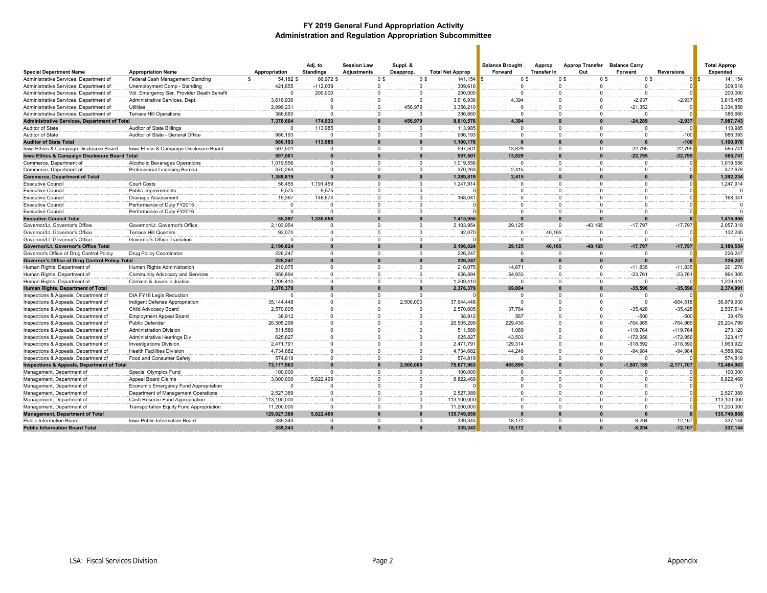# FY 2019 General Fund Appropriation Activity
## Administration and Regulation Appropriation Subcommittee

| Special Department Name | Appropriation Name | Appropriation | Adj. to Standings | Session Law Adjustments | Suppl. & Deapprop. | Total Net Approp | Balance Brought Forward | Approp Transfer In | Approp Transfer Out | Balance Carry Forward | Reversions | Total Approp Expended |
|---|---|---|---|---|---|---|---|---|---|---|---|---|
| Administrative Services, Department of | Federal Cash Management Standing | $ 54,182 | $ 86,972 | $ 0 | $ 0 | $ 141,154 | $ 0 | $ 0 | $ 0 | $ 0 | 0 | $ 141,154 |
| Administrative Services, Department of | Unemployment Comp - Standing | 421,655 | -112,039 | 0 | 0 | 309,616 | 0 | 0 | 0 | 0 | 0 | 309,616 |
| Administrative Services, Department of | Vol. Emergency Ser. Provider Death Benefit | 0 | 200,000 | 0 | 0 | 200,000 | 0 | 0 | 0 | 0 | 0 | 200,000 |
| Administrative Services, Department of | Administrative Services, Dept. | 3,616,936 | 0 | 0 | 0 | 3,616,936 | 4,394 | 0 | 0 | -2,937 | -2,937 | 3,615,455 |
| Administrative Services, Department of | Utilities | 2,899,231 | 0 | 0 | 456,979 | 3,356,210 | 0 | 0 | 0 | -21,352 | 0 | 3,334,858 |
| Administrative Services, Department of | Terrace Hill Operations | 386,660 | 0 | 0 | 0 | 386,660 | 0 | 0 | 0 | 0 | 0 | 386,660 |
| **Administrative Services, Department of Total** | | **7,378,664** | **174,933** | **0** | **456,979** | **8,010,576** | **4,394** | **0** | **0** | **-24,289** | **-2,937** | **7,987,743** |
| Auditor of State | Auditor of State Billings | 0 | 113,985 | 0 | 0 | 113,985 | 0 | 0 | 0 | 0 | 0 | 113,985 |
| Auditor of State | Auditor of State - General Office | 986,193 | 0 | 0 | 0 | 986,193 | 0 | 0 | 0 | 0 | -100 | 986,093 |
| **Auditor of State Total** | | **986,193** | **113,985** | **0** | **0** | **1,100,178** | **0** | **0** | **0** | **0** | **-100** | **1,100,078** |
| Iowa Ethics & Campaign Disclosure Board | Iowa Ethics & Campaign Disclosure Board | 597,501 | 0 | 0 | 0 | 597,501 | 13,829 | 0 | 0 | -22,795 | -22,795 | 565,741 |
| **Iowa Ethics & Campaign Disclosure Board Total** | | **597,501** | **0** | **0** | **0** | **597,501** | **13,829** | **0** | **0** | **-22,795** | **-22,795** | **565,741** |
| Commerce, Department of | Alcoholic Beverages Operations | 1,019,556 | 0 | 0 | 0 | 1,019,556 | 0 | 0 | 0 | 0 | 0 | 1,019,556 |
| Commerce, Department of | Professional Licensing Bureau | 370,263 | 0 | 0 | 0 | 370,263 | 2,415 | 0 | 0 | 0 | 0 | 372,678 |
| **Commerce, Department of Total** | | **1,389,819** | **0** | **0** | **0** | **1,389,819** | **2,415** | **0** | **0** | **0** | **0** | **1,392,234** |
| Executive Council | Court Costs | 56,455 | 1,191,459 | 0 | 0 | 1,247,914 | 0 | 0 | 0 | 0 | 0 | 1,247,914 |
| Executive Council | Public Improvements | 9,575 | -9,575 | 0 | 0 | 0 | 0 | 0 | 0 | 0 | 0 | 0 |
| Executive Council | Drainage Assessment | 19,367 | 148,674 | 0 | 0 | 168,041 | 0 | 0 | 0 | 0 | 0 | 168,041 |
| Executive Council | Performance of Duty FY2015 | 0 | 0 | 0 | 0 | 0 | 0 | 0 | 0 | 0 | 0 | 0 |
| Executive Council | Performance of Duty FY2016 | 0 | 0 | 0 | 0 | 0 | 0 | 0 | 0 | 0 | 0 | 0 |
| **Executive Council Total** | | **85,397** | **1,330,558** | **0** | **0** | **1,415,955** | **0** | **0** | **0** | **0** | **0** | **1,415,955** |
| Governor/Lt. Governor's Office | Governor/Lt. Governor's Office | 2,103,954 | 0 | 0 | 0 | 2,103,954 | 29,125 | 0 | -40,165 | -17,797 | -17,797 | 2,057,319 |
| Governor/Lt. Governor's Office | Terrace Hill Quarters | 92,070 | 0 | 0 | 0 | 92,070 | 0 | 40,165 | 0 | 0 | 0 | 132,235 |
| Governor/Lt. Governor's Office | Governor's Office Transition | 0 | 0 | 0 | 0 | 0 | 0 | 0 | 0 | 0 | 0 | 0 |
| **Governor/Lt. Governor's Office Total** | | **2,196,024** | **0** | **0** | **0** | **2,196,024** | **29,125** | **40,165** | **-40,165** | **-17,797** | **-17,797** | **2,189,554** |
| Governor's Office of Drug Control Policy | Drug Policy Coordinator | 226,247 | 0 | 0 | 0 | 226,247 | 0 | 0 | 0 | 0 | 0 | 226,247 |
| **Governor's Office of Drug Control Policy Total** | | **226,247** | **0** | **0** | **0** | **226,247** | **0** | **0** | **0** | **0** | **0** | **226,247** |
| Human Rights, Department of | Human Rights Administration | 210,075 | 0 | 0 | 0 | 210,075 | 14,871 | 0 | 0 | -11,835 | -11,835 | 201,276 |
| Human Rights, Department of | Community Advocacy and Services | 956,894 | 0 | 0 | 0 | 956,894 | 54,933 | 0 | 0 | -23,761 | -23,761 | 964,305 |
| Human Rights, Department of | Criminal & Juvenile Justice | 1,209,410 | 0 | 0 | 0 | 1,209,410 | 0 | 0 | 0 | 0 | 0 | 1,209,410 |
| **Human Rights, Department of Total** | | **2,376,379** | **0** | **0** | **0** | **2,376,379** | **69,804** | **0** | **0** | **-35,596** | **-35,596** | **2,374,991** |
| Inspections & Appeals, Department of | DIA FY18 Legis Reduction | 0 | 0 | 0 | 0 | 0 | 0 | 0 | 0 | 0 | 0 | 0 |
| Inspections & Appeals, Department of | Indigent Defense Appropriation | 35,144,448 | 0 | 0 | 2,500,000 | 37,644,448 | 0 | 0 | 0 | 0 | -664,518 | 36,979,930 |
| Inspections & Appeals, Department of | Child Advocacy Board | 2,570,605 | 0 | 0 | 0 | 2,570,605 | 37,764 | 0 | 0 | -35,428 | -35,428 | 2,537,514 |
| Inspections & Appeals, Department of | Employment Appeal Board | 38,912 | 0 | 0 | 0 | 38,912 | 567 | 0 | 0 | -500 | -500 | 38,479 |
| Inspections & Appeals, Department of | Public Defender | 26,505,299 | 0 | 0 | 0 | 26,505,299 | 229,430 | 0 | 0 | -764,965 | -764,965 | 25,204,799 |
| Inspections & Appeals, Department of | Administration Division | 511,580 | 0 | 0 | 0 | 511,580 | 1,069 | 0 | 0 | -119,764 | -119,764 | 273,120 |
| Inspections & Appeals, Department of | Administrative Hearings Div. | 625,827 | 0 | 0 | 0 | 625,827 | 43,503 | 0 | 0 | -172,956 | -172,956 | 323,417 |
| Inspections & Appeals, Department of | Investigations Division | 2,471,791 | 0 | 0 | 0 | 2,471,791 | 129,314 | 0 | 0 | -318,592 | -318,592 | 1,963,922 |
| Inspections & Appeals, Department of | Health Facilities Division | 4,734,682 | 0 | 0 | 0 | 4,734,682 | 44,248 | 0 | 0 | -94,984 | -94,984 | 4,588,962 |
| Inspections & Appeals, Department of | Food and Consumer Safety | 574,819 | 0 | 0 | 0 | 574,819 | 0 | 0 | 0 | 0 | 0 | 574,819 |
| **Inspections & Appeals, Department of Total** | | **73,177,963** | **0** | **0** | **2,500,000** | **75,677,963** | **485,895** | **0** | **0** | **-1,507,189** | **-2,171,707** | **72,484,963** |
| Management, Department of | Special Olympics Fund | 100,000 | 0 | 0 | 0 | 100,000 | 0 | 0 | 0 | 0 | 0 | 100,000 |
| Management, Department of | Appeal Board Claims | 3,000,000 | 5,822,469 | 0 | 0 | 8,822,469 | 0 | 0 | 0 | 0 | 0 | 8,822,469 |
| Management, Department of | Economic Emergency Fund Appropriation | 0 | 0 | 0 | 0 | 0 | 0 | 0 | 0 | 0 | 0 | 0 |
| Management, Department of | Department of Management Operations | 2,527,389 | 0 | 0 | 0 | 2,527,389 | 0 | 0 | 0 | 0 | 0 | 2,527,389 |
| Management, Department of | Cash Reserve Fund Appropriation | 113,100,000 | 0 | 0 | 0 | 113,100,000 | 0 | 0 | 0 | 0 | 0 | 113,100,000 |
| Management, Department of | Transportation Equity Fund Appropriation | 11,200,000 | 0 | 0 | 0 | 11,200,000 | 0 | 0 | 0 | 0 | 0 | 11,200,000 |
| **Management, Department of Total** | | **129,927,389** | **5,822,469** | **0** | **0** | **135,749,858** | **0** | **0** | **0** | **0** | **0** | **135,749,858** |
| Public Information Board | Iowa Public Information Board | 339,343 | 0 | 0 | 0 | 339,343 | 18,172 | 0 | 0 | -8,204 | -12,167 | 337,144 |
| **Public Information Board Total** | | **339,343** | **0** | **0** | **0** | **339,343** | **18,172** | **0** | **0** | **-8,204** | **-12,167** | **337,144** |

LSA: Fiscal Services Division — Appendix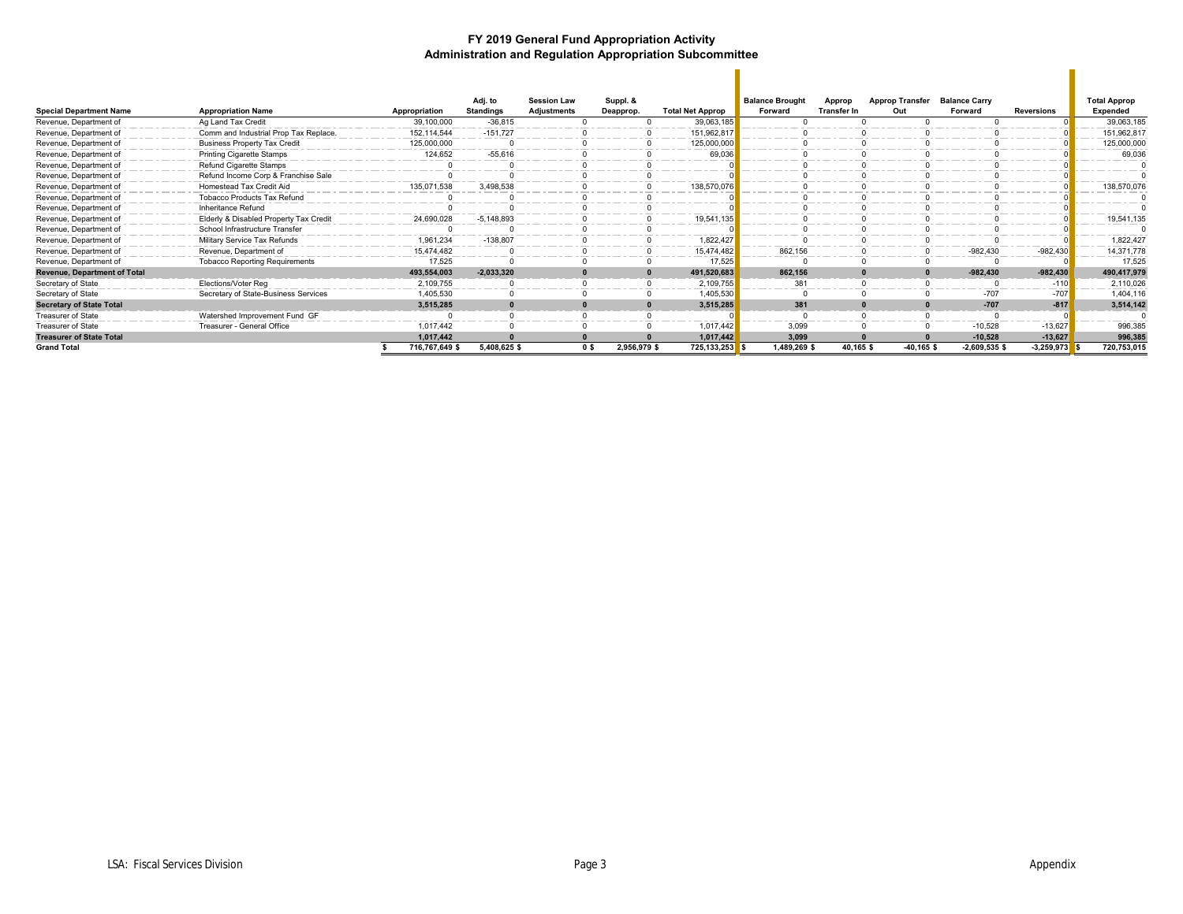# FY 2019 General Fund Appropriation Activity
## Administration and Regulation Appropriation Subcommittee

| Special Department Name | Appropriation Name | Appropriation | Adj. to Standings | Session Law Adjustments | Suppl. & Deapprop. | Total Net Approp | Balance Brought Forward | Approp Transfer In | Approp Transfer Out | Balance Carry Forward | Reversions | Total Approp Expended |
|---|---|---|---|---|---|---|---|---|---|---|---|---|
| Revenue, Department of | Ag Land Tax Credit | 39,100,000 | -36,815 | 0 | 0 | 39,063,185 | 0 | 0 | 0 | 0 | 0 | 39,063,185 |
| Revenue, Department of | Comm and Industrial Prop Tax Replace. | 152,114,544 | -151,727 | 0 | 0 | 151,962,817 | 0 | 0 | 0 | 0 | 0 | 151,962,817 |
| Revenue, Department of | Business Property Tax Credit | 125,000,000 | 0 | 0 | 0 | 125,000,000 | 0 | 0 | 0 | 0 | 0 | 125,000,000 |
| Revenue, Department of | Printing Cigarette Stamps | 124,652 | -55,616 | 0 | 0 | 69,036 | 0 | 0 | 0 | 0 | 0 | 69,036 |
| Revenue, Department of | Refund Cigarette Stamps | 0 | 0 | 0 | 0 | 0 | 0 | 0 | 0 | 0 | 0 | 0 |
| Revenue, Department of | Refund Income Corp & Franchise Sale | 0 | 0 | 0 | 0 | 0 | 0 | 0 | 0 | 0 | 0 | 0 |
| Revenue, Department of | Homestead Tax Credit Aid | 135,071,538 | 3,498,538 | 0 | 0 | 138,570,076 | 0 | 0 | 0 | 0 | 0 | 138,570,076 |
| Revenue, Department of | Tobacco Products Tax Refund | 0 | 0 | 0 | 0 | 0 | 0 | 0 | 0 | 0 | 0 | 0 |
| Revenue, Department of | Inheritance Refund | 0 | 0 | 0 | 0 | 0 | 0 | 0 | 0 | 0 | 0 | 0 |
| Revenue, Department of | Elderly & Disabled Property Tax Credit | 24,690,028 | -5,148,893 | 0 | 0 | 19,541,135 | 0 | 0 | 0 | 0 | 0 | 19,541,135 |
| Revenue, Department of | School Infrastructure Transfer | 0 | 0 | 0 | 0 | 0 | 0 | 0 | 0 | 0 | 0 | 0 |
| Revenue, Department of | Military Service Tax Refunds | 1,961,234 | -138,807 | 0 | 0 | 1,822,427 | 0 | 0 | 0 | 0 | 0 | 1,822,427 |
| Revenue, Department of | Revenue, Department of | 15,474,482 | 0 | 0 | 0 | 15,474,482 | 862,156 | 0 | 0 | -982,430 | -982,430 | 14,371,778 |
| Revenue, Department of | Tobacco Reporting Requirements | 17,525 | 0 | 0 | 0 | 17,525 | 0 | 0 | 0 | 0 | 0 | 17,525 |
| **Revenue, Department of Total** | | **493,554,003** | **-2,033,320** | **0** | **0** | **491,520,683** | **862,156** | **0** | **0** | **-982,430** | **-982,430** | **490,417,979** |
| Secretary of State | Elections/Voter Reg | 2,109,755 | 0 | 0 | 0 | 2,109,755 | 381 | 0 | 0 | 0 | -110 | 2,110,026 |
| Secretary of State | Secretary of State-Business Services | 1,405,530 | 0 | 0 | 0 | 1,405,530 | 0 | 0 | 0 | -707 | -707 | 1,404,116 |
| **Secretary of State Total** | | **3,515,285** | **0** | **0** | **0** | **3,515,285** | **381** | **0** | **0** | **-707** | **-817** | **3,514,142** |
| Treasurer of State | Watershed Improvement Fund GF | 0 | 0 | 0 | 0 | 0 | 0 | 0 | 0 | 0 | 0 | 0 |
| Treasurer of State | Treasurer - General Office | 1,017,442 | 0 | 0 | 0 | 1,017,442 | 3,099 | 0 | 0 | -10,528 | -13,627 | 996,385 |
| **Treasurer of State Total** | | **1,017,442** | **0** | **0** | **0** | **1,017,442** | **3,099** | **0** | **0** | **-10,528** | **-13,627** | **996,385** |
| **Grand Total** | | **$ 716,767,649 $** | **5,408,625 $** | **0 $** | **2,956,979 $** | **725,133,253 $** | **1,489,269 $** | **40,165 $** | **-40,165 $** | **-2,609,535 $** | **-3,259,973 $** | **720,753,015** |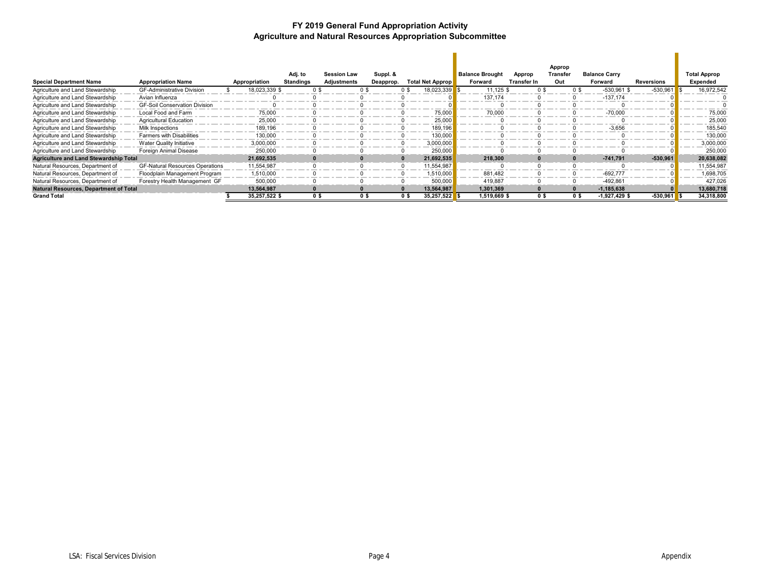# FY 2019 General Fund Appropriation Activity
## Agriculture and Natural Resources Appropriation Subcommittee

| Special Department Name | Appropriation Name | Appropriation | Adj. to Standings | Session Law Adjustments | Suppl. & Deapprop. | Total Net Approp | Balance Brought Forward | Approp Transfer In | Approp Transfer Out | Balance Carry Forward | Reversions | Total Approp Expended |
|---|---|---|---|---|---|---|---|---|---|---|---|---|
| Agriculture and Land Stewardship | GF-Administrative Division | $ 18,023,339 | $ 0 | $ 0 | $ 0 | $ 18,023,339 | $ 11,125 | $ 0 | $ 0 | $ -530,961 | $ -530,961 | $ 16,972,542 |
| Agriculture and Land Stewardship | Avian Influenza | 0 | 0 | 0 | 0 | 0 | 137,174 | 0 | 0 | -137,174 | 0 | 0 |
| Agriculture and Land Stewardship | GF-Soil Conservation Division | 0 | 0 | 0 | 0 | 0 | 0 | 0 | 0 | 0 | 0 | 0 |
| Agriculture and Land Stewardship | Local Food and Farm | 75,000 | 0 | 0 | 0 | 75,000 | 70,000 | 0 | 0 | -70,000 | 0 | 75,000 |
| Agriculture and Land Stewardship | Agricultural Education | 25,000 | 0 | 0 | 0 | 25,000 | 0 | 0 | 0 | 0 | 0 | 25,000 |
| Agriculture and Land Stewardship | Milk Inspections | 189,196 | 0 | 0 | 0 | 189,196 | 0 | 0 | 0 | -3,656 | 0 | 185,540 |
| Agriculture and Land Stewardship | Farmers with Disabilities | 130,000 | 0 | 0 | 0 | 130,000 | 0 | 0 | 0 | 0 | 0 | 130,000 |
| Agriculture and Land Stewardship | Water Quality Initiative | 3,000,000 | 0 | 0 | 0 | 3,000,000 | 0 | 0 | 0 | 0 | 0 | 3,000,000 |
| Agriculture and Land Stewardship | Foreign Animal Disease | 250,000 | 0 | 0 | 0 | 250,000 | 0 | 0 | 0 | 0 | 0 | 250,000 |
| **Agriculture and Land Stewardship Total** | | **21,692,535** | **0** | **0** | **0** | **21,692,535** | **218,300** | **0** | **0** | **-741,791** | **-530,961** | **20,638,082** |
| Natural Resources, Department of | GF-Natural Resources Operations | 11,554,987 | 0 | 0 | 0 | 11,554,987 | 0 | 0 | 0 | 0 | 0 | 11,554,987 |
| Natural Resources, Department of | Floodplain Management Program | 1,510,000 | 0 | 0 | 0 | 1,510,000 | 881,482 | 0 | 0 | -692,777 | 0 | 1,698,705 |
| Natural Resources, Department of | Forestry Health Management GF | 500,000 | 0 | 0 | 0 | 500,000 | 419,887 | 0 | 0 | -492,861 | 0 | 427,026 |
| **Natural Resources, Department of Total** | | **13,564,987** | **0** | **0** | **0** | **13,564,987** | **1,301,369** | **0** | **0** | **-1,185,638** | **0** | **13,680,718** |
| **Grand Total** | | **$ 35,257,522** | **$ 0** | **$ 0** | **$ 0** | **$ 35,257,522** | **$ 1,519,669** | **$ 0** | **$ 0** | **$ -1,927,429** | **$ -530,961** | **$ 34,318,800** |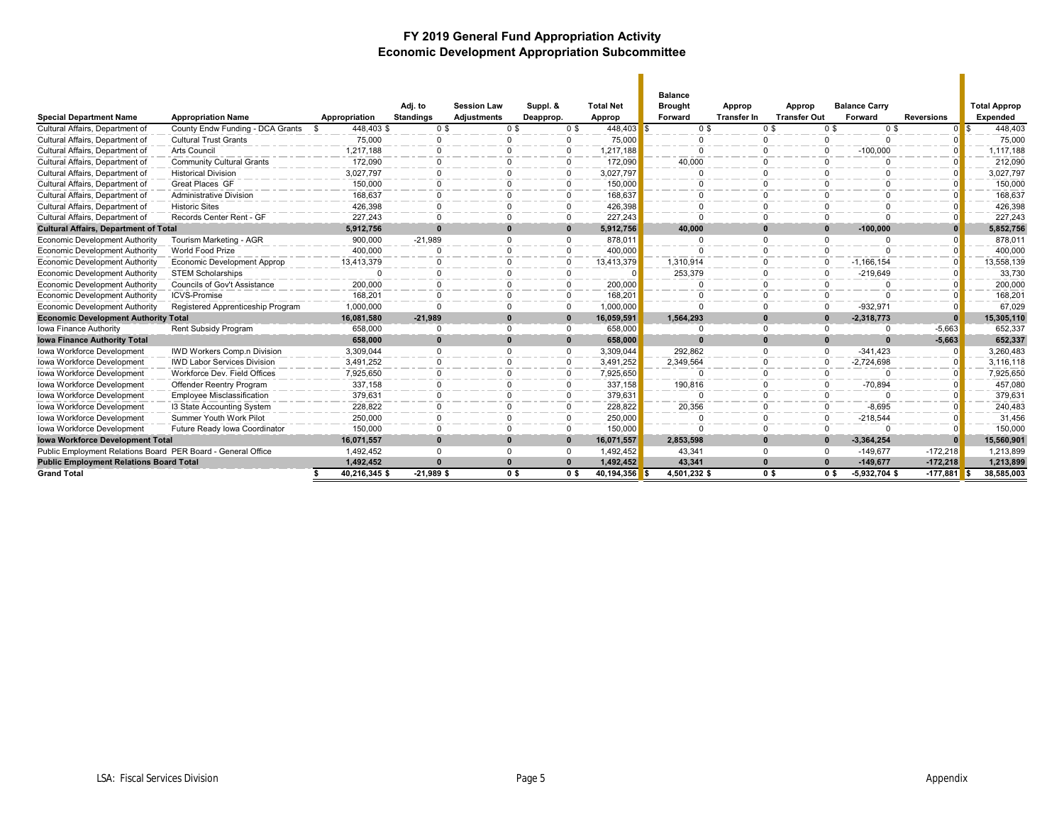# FY 2019 General Fund Appropriation Activity
## Economic Development Appropriation Subcommittee

| Special Department Name | Appropriation Name | Appropriation | Adj. to Standings | Session Law Adjustments | Suppl. & Deapprop. | Total Net Approp | Balance Brought Forward | Approp Transfer In | Approp Transfer Out | Balance Carry Forward | Reversions | Total Approp Expended |
|---|---|---|---|---|---|---|---|---|---|---|---|---|
| Cultural Affairs, Department of | County Endw Funding - DCA Grants | $ 448,403 $ | 0 $ | 0 $ | 0 $ | 448,403 | $ 0 $ | 0 $ | 0 $ | 0 $ | 0 | $ 448,403 |
| Cultural Affairs, Department of | Cultural Trust Grants | 75,000 | 0 | 0 | 0 | 75,000 | 0 | 0 | 0 | 0 | 0 | 75,000 |
| Cultural Affairs, Department of | Arts Council | 1,217,188 | 0 | 0 | 0 | 1,217,188 | 0 | 0 | 0 | -100,000 | 0 | 1,117,188 |
| Cultural Affairs, Department of | Community Cultural Grants | 172,090 | 0 | 0 | 0 | 172,090 | 40,000 | 0 | 0 | 0 | 0 | 212,090 |
| Cultural Affairs, Department of | Historical Division | 3,027,797 | 0 | 0 | 0 | 3,027,797 | 0 | 0 | 0 | 0 | 0 | 3,027,797 |
| Cultural Affairs, Department of | Great Places GF | 150,000 | 0 | 0 | 0 | 150,000 | 0 | 0 | 0 | 0 | 0 | 150,000 |
| Cultural Affairs, Department of | Administrative Division | 168,637 | 0 | 0 | 0 | 168,637 | 0 | 0 | 0 | 0 | 0 | 168,637 |
| Cultural Affairs, Department of | Historic Sites | 426,398 | 0 | 0 | 0 | 426,398 | 0 | 0 | 0 | 0 | 0 | 426,398 |
| Cultural Affairs, Department of | Records Center Rent - GF | 227,243 | 0 | 0 | 0 | 227,243 | 0 | 0 | 0 | 0 | 0 | 227,243 |
| **Cultural Affairs, Department of Total** | | **5,912,756** | **0** | **0** | **0** | **5,912,756** | **40,000** | **0** | **0** | **-100,000** | **0** | **5,852,756** |
| Economic Development Authority | Tourism Marketing - AGR | 900,000 | -21,989 | 0 | 0 | 878,011 | 0 | 0 | 0 | 0 | 0 | 878,011 |
| Economic Development Authority | World Food Prize | 400,000 | 0 | 0 | 0 | 400,000 | 0 | 0 | 0 | 0 | 0 | 400,000 |
| Economic Development Authority | Economic Development Approp | 13,413,379 | 0 | 0 | 0 | 13,413,379 | 1,310,914 | 0 | 0 | -1,166,154 | 0 | 13,558,139 |
| Economic Development Authority | STEM Scholarships | 0 | 0 | 0 | 0 | 0 | 253,379 | 0 | 0 | -219,649 | 0 | 33,730 |
| Economic Development Authority | Councils of Gov't Assistance | 200,000 | 0 | 0 | 0 | 200,000 | 0 | 0 | 0 | 0 | 0 | 200,000 |
| Economic Development Authority | ICVS-Promise | 168,201 | 0 | 0 | 0 | 168,201 | 0 | 0 | 0 | 0 | 0 | 168,201 |
| Economic Development Authority | Registered Apprenticeship Program | 1,000,000 | 0 | 0 | 0 | 1,000,000 | 0 | 0 | 0 | -932,971 | 0 | 67,029 |
| **Economic Development Authority Total** | | **16,081,580** | **-21,989** | **0** | **0** | **16,059,591** | **1,564,293** | **0** | **0** | **-2,318,773** | **0** | **15,305,110** |
| Iowa Finance Authority | Rent Subsidy Program | 658,000 | 0 | 0 | 0 | 658,000 | 0 | 0 | 0 | 0 | -5,663 | 652,337 |
| **Iowa Finance Authority Total** | | **658,000** | **0** | **0** | **0** | **658,000** | **0** | **0** | **0** | **0** | **-5,663** | **652,337** |
| Iowa Workforce Development | IWD Workers Comp.n Division | 3,309,044 | 0 | 0 | 0 | 3,309,044 | 292,862 | 0 | 0 | -341,423 | 0 | 3,260,483 |
| Iowa Workforce Development | IWD Labor Services Division | 3,491,252 | 0 | 0 | 0 | 3,491,252 | 2,349,564 | 0 | 0 | -2,724,698 | 0 | 3,116,118 |
| Iowa Workforce Development | Workforce Dev. Field Offices | 7,925,650 | 0 | 0 | 0 | 7,925,650 | 0 | 0 | 0 | 0 | 0 | 7,925,650 |
| Iowa Workforce Development | Offender Reentry Program | 337,158 | 0 | 0 | 0 | 337,158 | 190,816 | 0 | 0 | -70,894 | 0 | 457,080 |
| Iowa Workforce Development | Employee Misclassification | 379,631 | 0 | 0 | 0 | 379,631 | 0 | 0 | 0 | 0 | 0 | 379,631 |
| Iowa Workforce Development | I3 State Accounting System | 228,822 | 0 | 0 | 0 | 228,822 | 20,356 | 0 | 0 | -8,695 | 0 | 240,483 |
| Iowa Workforce Development | Summer Youth Work Pilot | 250,000 | 0 | 0 | 0 | 250,000 | 0 | 0 | 0 | -218,544 | 0 | 31,456 |
| Iowa Workforce Development | Future Ready Iowa Coordinator | 150,000 | 0 | 0 | 0 | 150,000 | 0 | 0 | 0 | 0 | 0 | 150,000 |
| **Iowa Workforce Development Total** | | **16,071,557** | **0** | **0** | **0** | **16,071,557** | **2,853,598** | **0** | **0** | **-3,364,254** | **0** | **15,560,901** |
| Public Employment Relations Board | PER Board - General Office | 1,492,452 | 0 | 0 | 0 | 1,492,452 | 43,341 | 0 | 0 | -149,677 | -172,218 | 1,213,899 |
| **Public Employment Relations Board Total** | | **1,492,452** | **0** | **0** | **0** | **1,492,452** | **43,341** | **0** | **0** | **-149,677** | **-172,218** | **1,213,899** |
| **Grand Total** | | **$ 40,216,345 $** | **-21,989 $** | **0 $** | **0 $** | **40,194,356** | **$ 4,501,232 $** | **0 $** | **0 $** | **-5,932,704 $** | **-177,881** | **$ 38,585,003** |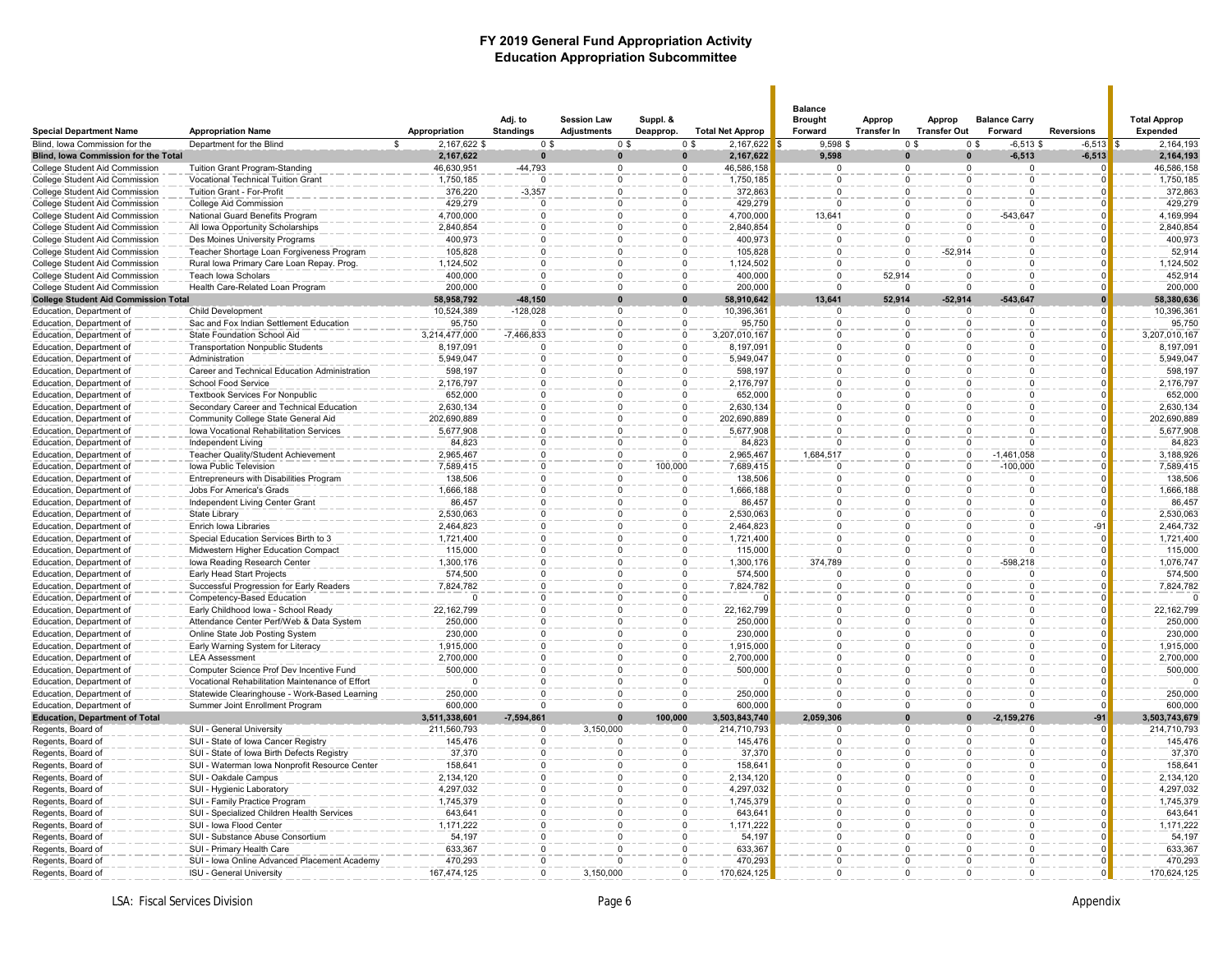# FY 2019 General Fund Appropriation Activity
## Education Appropriation Subcommittee

| Special Department Name | Appropriation Name | Appropriation | Adj. to Standings | Session Law Adjustments | Suppl. & Deapprop. | Total Net Approp | Balance Brought Forward | Approp Transfer In | Approp Transfer Out | Balance Carry Forward | Reversions | Total Approp Expended |
|---|---|---|---|---|---|---|---|---|---|---|---|---|
| Blind, Iowa Commission for the | Department for the Blind | $ 2,167,622 $ | 0 $ | 0 $ | 0 $ | 2,167,622 $ | 9,598 $ | 0 $ | 0 $ | -6,513 $ | -6,513 $ | 2,164,193 |
| **Blind, Iowa Commission for the Total** | | **2,167,622** | **0** | **0** | **0** | **2,167,622** | **9,598** | **0** | **0** | **-6,513** | **-6,513** | **2,164,193** |
| College Student Aid Commission | Tuition Grant Program-Standing | 46,630,951 | -44,793 | 0 | 0 | 46,586,158 | 0 | 0 | 0 | 0 | 0 | 46,586,158 |
| College Student Aid Commission | Vocational Technical Tuition Grant | 1,750,185 | 0 | 0 | 0 | 1,750,185 | 0 | 0 | 0 | 0 | 0 | 1,750,185 |
| College Student Aid Commission | Tuition Grant - For-Profit | 376,220 | -3,357 | 0 | 0 | 372,863 | 0 | 0 | 0 | 0 | 0 | 372,863 |
| College Student Aid Commission | College Aid Commission | 429,279 | 0 | 0 | 0 | 429,279 | 0 | 0 | 0 | 0 | 0 | 429,279 |
| College Student Aid Commission | National Guard Benefits Program | 4,700,000 | 0 | 0 | 0 | 4,700,000 | 13,641 | 0 | 0 | -543,647 | 0 | 4,169,994 |
| College Student Aid Commission | All Iowa Opportunity Scholarships | 2,840,854 | 0 | 0 | 0 | 2,840,854 | 0 | 0 | 0 | 0 | 0 | 2,840,854 |
| College Student Aid Commission | Des Moines University Programs | 400,973 | 0 | 0 | 0 | 400,973 | 0 | 0 | 0 | 0 | 0 | 400,973 |
| College Student Aid Commission | Teacher Shortage Loan Forgiveness Program | 105,828 | 0 | 0 | 0 | 105,828 | 0 | 0 | -52,914 | 0 | 0 | 52,914 |
| College Student Aid Commission | Rural Iowa Primary Care Loan Repay. Prog. | 1,124,502 | 0 | 0 | 0 | 1,124,502 | 0 | 0 | 0 | 0 | 0 | 1,124,502 |
| College Student Aid Commission | Teach Iowa Scholars | 400,000 | 0 | 0 | 0 | 400,000 | 0 | 52,914 | 0 | 0 | 0 | 452,914 |
| College Student Aid Commission | Health Care-Related Loan Program | 200,000 | 0 | 0 | 0 | 200,000 | 0 | 0 | 0 | 0 | 0 | 200,000 |
| **College Student Aid Commission Total** | | **58,958,792** | **-48,150** | **0** | **0** | **58,910,642** | **13,641** | **52,914** | **-52,914** | **-543,647** | **0** | **58,380,636** |
| Education, Department of | Child Development | 10,524,389 | -128,028 | 0 | 0 | 10,396,361 | 0 | 0 | 0 | 0 | 0 | 10,396,361 |
| Education, Department of | Sac and Fox Indian Settlement Education | 95,750 | 0 | 0 | 0 | 95,750 | 0 | 0 | 0 | 0 | 0 | 95,750 |
| Education, Department of | State Foundation School Aid | 3,214,477,000 | -7,466,833 | 0 | 0 | 3,207,010,167 | 0 | 0 | 0 | 0 | 0 | 3,207,010,167 |
| Education, Department of | Transportation Nonpublic Students | 8,197,091 | 0 | 0 | 0 | 8,197,091 | 0 | 0 | 0 | 0 | 0 | 8,197,091 |
| Education, Department of | Administration | 5,949,047 | 0 | 0 | 0 | 5,949,047 | 0 | 0 | 0 | 0 | 0 | 5,949,047 |
| Education, Department of | Career and Technical Education Administration | 598,197 | 0 | 0 | 0 | 598,197 | 0 | 0 | 0 | 0 | 0 | 598,197 |
| Education, Department of | School Food Service | 2,176,797 | 0 | 0 | 0 | 2,176,797 | 0 | 0 | 0 | 0 | 0 | 2,176,797 |
| Education, Department of | Textbook Services For Nonpublic | 652,000 | 0 | 0 | 0 | 652,000 | 0 | 0 | 0 | 0 | 0 | 652,000 |
| Education, Department of | Secondary Career and Technical Education | 2,630,134 | 0 | 0 | 0 | 2,630,134 | 0 | 0 | 0 | 0 | 0 | 2,630,134 |
| Education, Department of | Community College State General Aid | 202,690,889 | 0 | 0 | 0 | 202,690,889 | 0 | 0 | 0 | 0 | 0 | 202,690,889 |
| Education, Department of | Iowa Vocational Rehabilitation Services | 5,677,908 | 0 | 0 | 0 | 5,677,908 | 0 | 0 | 0 | 0 | 0 | 5,677,908 |
| Education, Department of | Independent Living | 84,823 | 0 | 0 | 0 | 84,823 | 0 | 0 | 0 | 0 | 0 | 84,823 |
| Education, Department of | Teacher Quality/Student Achievement | 2,965,467 | 0 | 0 | 0 | 2,965,467 | 1,684,517 | 0 | 0 | -1,461,058 | 0 | 3,188,926 |
| Education, Department of | Iowa Public Television | 7,589,415 | 0 | 0 | 100,000 | 7,689,415 | 0 | 0 | 0 | -100,000 | 0 | 7,589,415 |
| Education, Department of | Entrepreneurs with Disabilities Program | 138,506 | 0 | 0 | 0 | 138,506 | 0 | 0 | 0 | 0 | 0 | 138,506 |
| Education, Department of | Jobs For America's Grads | 1,666,188 | 0 | 0 | 0 | 1,666,188 | 0 | 0 | 0 | 0 | 0 | 1,666,188 |
| Education, Department of | Independent Living Center Grant | 86,457 | 0 | 0 | 0 | 86,457 | 0 | 0 | 0 | 0 | 0 | 86,457 |
| Education, Department of | State Library | 2,530,063 | 0 | 0 | 0 | 2,530,063 | 0 | 0 | 0 | 0 | 0 | 2,530,063 |
| Education, Department of | Enrich Iowa Libraries | 2,464,823 | 0 | 0 | 0 | 2,464,823 | 0 | 0 | 0 | 0 | -91 | 2,464,732 |
| Education, Department of | Special Education Services Birth to 3 | 1,721,400 | 0 | 0 | 0 | 1,721,400 | 0 | 0 | 0 | 0 | 0 | 1,721,400 |
| Education, Department of | Midwestern Higher Education Compact | 115,000 | 0 | 0 | 0 | 115,000 | 0 | 0 | 0 | 0 | 0 | 115,000 |
| Education, Department of | Iowa Reading Research Center | 1,300,176 | 0 | 0 | 0 | 1,300,176 | 374,789 | 0 | 0 | -598,218 | 0 | 1,076,747 |
| Education, Department of | Early Head Start Projects | 574,500 | 0 | 0 | 0 | 574,500 | 0 | 0 | 0 | 0 | 0 | 574,500 |
| Education, Department of | Successful Progression for Early Readers | 7,824,782 | 0 | 0 | 0 | 7,824,782 | 0 | 0 | 0 | 0 | 0 | 7,824,782 |
| Education, Department of | Competency-Based Education | 0 | 0 | 0 | 0 | 0 | 0 | 0 | 0 | 0 | 0 | 0 |
| Education, Department of | Early Childhood Iowa - School Ready | 22,162,799 | 0 | 0 | 0 | 22,162,799 | 0 | 0 | 0 | 0 | 0 | 22,162,799 |
| Education, Department of | Attendance Center Perf/Web & Data System | 250,000 | 0 | 0 | 0 | 250,000 | 0 | 0 | 0 | 0 | 0 | 250,000 |
| Education, Department of | Online State Job Posting System | 230,000 | 0 | 0 | 0 | 230,000 | 0 | 0 | 0 | 0 | 0 | 230,000 |
| Education, Department of | Early Warning System for Literacy | 1,915,000 | 0 | 0 | 0 | 1,915,000 | 0 | 0 | 0 | 0 | 0 | 1,915,000 |
| Education, Department of | LEA Assessment | 2,700,000 | 0 | 0 | 0 | 2,700,000 | 0 | 0 | 0 | 0 | 0 | 2,700,000 |
| Education, Department of | Computer Science Prof Dev Incentive Fund | 500,000 | 0 | 0 | 0 | 500,000 | 0 | 0 | 0 | 0 | 0 | 500,000 |
| Education, Department of | Vocational Rehabilitation Maintenance of Effort | 0 | 0 | 0 | 0 | 0 | 0 | 0 | 0 | 0 | 0 | 0 |
| Education, Department of | Statewide Clearinghouse - Work-Based Learning | 250,000 | 0 | 0 | 0 | 250,000 | 0 | 0 | 0 | 0 | 0 | 250,000 |
| Education, Department of | Summer Joint Enrollment Program | 600,000 | 0 | 0 | 0 | 600,000 | 0 | 0 | 0 | 0 | 0 | 600,000 |
| **Education, Department of Total** | | **3,511,338,601** | **-7,594,861** | **0** | **100,000** | **3,503,843,740** | **2,059,306** | **0** | **0** | **-2,159,276** | **-91** | **3,503,743,679** |
| Regents, Board of | SUI - General University | 211,560,793 | 0 | 3,150,000 | 0 | 214,710,793 | 0 | 0 | 0 | 0 | 0 | 214,710,793 |
| Regents, Board of | SUI - State of Iowa Cancer Registry | 145,476 | 0 | 0 | 0 | 145,476 | 0 | 0 | 0 | 0 | 0 | 145,476 |
| Regents, Board of | SUI - State of Iowa Birth Defects Registry | 37,370 | 0 | 0 | 0 | 37,370 | 0 | 0 | 0 | 0 | 0 | 37,370 |
| Regents, Board of | SUI - Waterman Iowa Nonprofit Resource Center | 158,641 | 0 | 0 | 0 | 158,641 | 0 | 0 | 0 | 0 | 0 | 158,641 |
| Regents, Board of | SUI - Oakdale Campus | 2,134,120 | 0 | 0 | 0 | 2,134,120 | 0 | 0 | 0 | 0 | 0 | 2,134,120 |
| Regents, Board of | SUI - Hygienic Laboratory | 4,297,032 | 0 | 0 | 0 | 4,297,032 | 0 | 0 | 0 | 0 | 0 | 4,297,032 |
| Regents, Board of | SUI - Family Practice Program | 1,745,379 | 0 | 0 | 0 | 1,745,379 | 0 | 0 | 0 | 0 | 0 | 1,745,379 |
| Regents, Board of | SUI - Specialized Children Health Services | 643,641 | 0 | 0 | 0 | 643,641 | 0 | 0 | 0 | 0 | 0 | 643,641 |
| Regents, Board of | SUI - Iowa Flood Center | 1,171,222 | 0 | 0 | 0 | 1,171,222 | 0 | 0 | 0 | 0 | 0 | 1,171,222 |
| Regents, Board of | SUI - Substance Abuse Consortium | 54,197 | 0 | 0 | 0 | 54,197 | 0 | 0 | 0 | 0 | 0 | 54,197 |
| Regents, Board of | SUI - Primary Health Care | 633,367 | 0 | 0 | 0 | 633,367 | 0 | 0 | 0 | 0 | 0 | 633,367 |
| Regents, Board of | SUI - Iowa Online Advanced Placement Academy | 470,293 | 0 | 0 | 0 | 470,293 | 0 | 0 | 0 | 0 | 0 | 470,293 |
| Regents, Board of | ISU - General University | 167,474,125 | 0 | 3,150,000 | 0 | 170,624,125 | 0 | 0 | 0 | 0 | 0 | 170,624,125 |

LSA: Fiscal Services Division

Appendix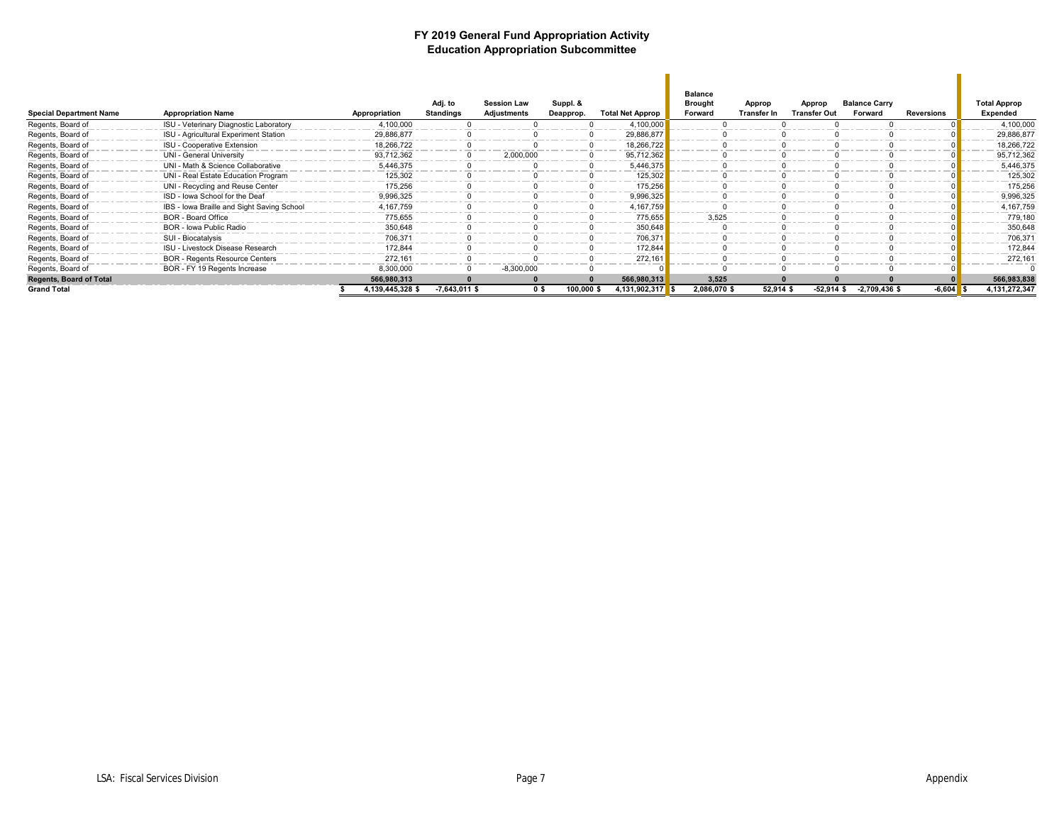# FY 2019 General Fund Appropriation Activity
## Education Appropriation Subcommittee

| Special Department Name | Appropriation Name | Appropriation | Adj. to Standings | Session Law Adjustments | Suppl. & Deapprop. | Total Net Approp | Balance Brought Forward | Approp Transfer In | Approp Transfer Out | Balance Carry Forward | Reversions | Total Approp Expended |
|---|---|---|---|---|---|---|---|---|---|---|---|---|
| Regents, Board of | ISU - Veterinary Diagnostic Laboratory | 4,100,000 | 0 | 0 | 0 | 4,100,000 | 0 | 0 | 0 | 0 | 0 | 4,100,000 |
| Regents, Board of | ISU - Agricultural Experiment Station | 29,886,877 | 0 | 0 | 0 | 29,886,877 | 0 | 0 | 0 | 0 | 0 | 29,886,877 |
| Regents, Board of | ISU - Cooperative Extension | 18,266,722 | 0 | 0 | 0 | 18,266,722 | 0 | 0 | 0 | 0 | 0 | 18,266,722 |
| Regents, Board of | UNI - General University | 93,712,362 | 0 | 2,000,000 | 0 | 95,712,362 | 0 | 0 | 0 | 0 | 0 | 95,712,362 |
| Regents, Board of | UNI - Math & Science Collaborative | 5,446,375 | 0 | 0 | 0 | 5,446,375 | 0 | 0 | 0 | 0 | 0 | 5,446,375 |
| Regents, Board of | UNI - Real Estate Education Program | 125,302 | 0 | 0 | 0 | 125,302 | 0 | 0 | 0 | 0 | 0 | 125,302 |
| Regents, Board of | UNI - Recycling and Reuse Center | 175,256 | 0 | 0 | 0 | 175,256 | 0 | 0 | 0 | 0 | 0 | 175,256 |
| Regents, Board of | ISD - Iowa School for the Deaf | 9,996,325 | 0 | 0 | 0 | 9,996,325 | 0 | 0 | 0 | 0 | 0 | 9,996,325 |
| Regents, Board of | IBS - Iowa Braille and Sight Saving School | 4,167,759 | 0 | 0 | 0 | 4,167,759 | 0 | 0 | 0 | 0 | 0 | 4,167,759 |
| Regents, Board of | BOR - Board Office | 775,655 | 0 | 0 | 0 | 775,655 | 3,525 | 0 | 0 | 0 | 0 | 779,180 |
| Regents, Board of | BOR - Iowa Public Radio | 350,648 | 0 | 0 | 0 | 350,648 | 0 | 0 | 0 | 0 | 0 | 350,648 |
| Regents, Board of | SUI - Biocatalysis | 706,371 | 0 | 0 | 0 | 706,371 | 0 | 0 | 0 | 0 | 0 | 706,371 |
| Regents, Board of | ISU - Livestock Disease Research | 172,844 | 0 | 0 | 0 | 172,844 | 0 | 0 | 0 | 0 | 0 | 172,844 |
| Regents, Board of | BOR - Regents Resource Centers | 272,161 | 0 | 0 | 0 | 272,161 | 0 | 0 | 0 | 0 | 0 | 272,161 |
| Regents, Board of | BOR - FY 19 Regents Increase | 8,300,000 | 0 | -8,300,000 | 0 | 0 | 0 | 0 | 0 | 0 | 0 | 0 |
| **Regents, Board of Total** | | **566,980,313** | **0** | **0** | **0** | **566,980,313** | **3,525** | **0** | **0** | **0** | **0** | **566,983,838** |
| **Grand Total** | | **$ 4,139,445,328** | **$ -7,643,011** | **$ 0** | **$ 100,000** | **$ 4,131,902,317** | **$ 2,086,070** | **$ 52,914** | **$ -52,914** | **$ -2,709,436** | **$ -6,604** | **$ 4,131,272,347** |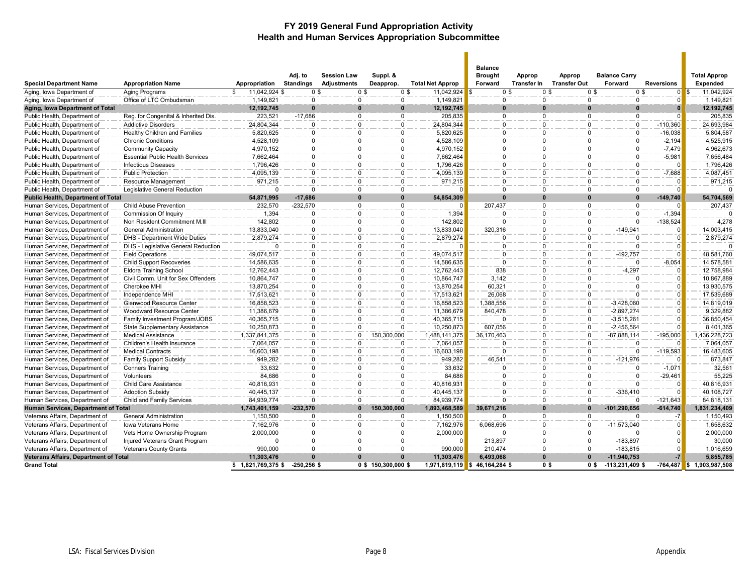# FY 2019 General Fund Appropriation Activity
## Health and Human Services Appropriation Subcommittee

| Special Department Name | Appropriation Name | Appropriation | Adj. to Standings | Session Law Adjustments | Suppl. & Deapprop. | Total Net Approp | Balance Brought Forward | Approp Transfer In | Approp Transfer Out | Balance Carry Forward | Reversions | Total Approp Expended |
|---|---|---|---|---|---|---|---|---|---|---|---|---|
| Aging, Iowa Department of | Aging Programs | $ 11,042,924 | $ 0 | $ 0 | $ 0 | $ 11,042,924 | $ 0 | $ 0 | $ 0 | $ 0 | $ 0 | $ 11,042,924 |
| Aging, Iowa Department of | Office of LTC Ombudsman | 1,149,821 | 0 | 0 | 0 | 1,149,821 | 0 | 0 | 0 | 0 | 0 | 1,149,821 |
| **Aging, Iowa Department of Total** | | **12,192,745** | **0** | **0** | **0** | **12,192,745** | **0** | **0** | **0** | **0** | **0** | **12,192,745** |
| Public Health, Department of | Reg. for Congenital & Inherited Dis. | 223,521 | -17,686 | 0 | 0 | 205,835 | 0 | 0 | 0 | 0 | 0 | 205,835 |
| Public Health, Department of | Addictive Disorders | 24,804,344 | 0 | 0 | 0 | 24,804,344 | 0 | 0 | 0 | 0 | -110,360 | 24,693,984 |
| Public Health, Department of | Healthy Children and Families | 5,820,625 | 0 | 0 | 0 | 5,820,625 | 0 | 0 | 0 | 0 | -16,038 | 5,804,587 |
| Public Health, Department of | Chronic Conditions | 4,528,109 | 0 | 0 | 0 | 4,528,109 | 0 | 0 | 0 | 0 | -2,194 | 4,525,915 |
| Public Health, Department of | Community Capacity | 4,970,152 | 0 | 0 | 0 | 4,970,152 | 0 | 0 | 0 | 0 | -7,479 | 4,962,673 |
| Public Health, Department of | Essential Public Health Services | 7,662,464 | 0 | 0 | 0 | 7,662,464 | 0 | 0 | 0 | 0 | -5,981 | 7,656,484 |
| Public Health, Department of | Infectious Diseases | 1,796,426 | 0 | 0 | 0 | 1,796,426 | 0 | 0 | 0 | 0 | 0 | 1,796,426 |
| Public Health, Department of | Public Protection | 4,095,139 | 0 | 0 | 0 | 4,095,139 | 0 | 0 | 0 | 0 | -7,688 | 4,087,451 |
| Public Health, Department of | Resource Management | 971,215 | 0 | 0 | 0 | 971,215 | 0 | 0 | 0 | 0 | 0 | 971,215 |
| Public Health, Department of | Legislative General Reduction | 0 | 0 | 0 | 0 | 0 | 0 | 0 | 0 | 0 | 0 | 0 |
| **Public Health, Department of Total** | | **54,871,995** | **-17,686** | **0** | **0** | **54,854,309** | **0** | **0** | **0** | **0** | **-149,740** | **54,704,569** |
| Human Services, Department of | Child Abuse Prevention | 232,570 | -232,570 | 0 | 0 | 0 | 207,437 | 0 | 0 | 0 | 0 | 207,437 |
| Human Services, Department of | Commission Of Inquiry | 1,394 | 0 | 0 | 0 | 1,394 | 0 | 0 | 0 | 0 | -1,394 | 0 |
| Human Services, Department of | Non Resident Commitment M.Ill | 142,802 | 0 | 0 | 0 | 142,802 | 0 | 0 | 0 | 0 | -138,524 | 4,278 |
| Human Services, Department of | General Administration | 13,833,040 | 0 | 0 | 0 | 13,833,040 | 320,316 | 0 | 0 | -149,941 | 0 | 14,003,415 |
| Human Services, Department of | DHS - Department Wide Duties | 2,879,274 | 0 | 0 | 0 | 2,879,274 | 0 | 0 | 0 | 0 | 0 | 2,879,274 |
| Human Services, Department of | DHS - Legislative General Reduction | 0 | 0 | 0 | 0 | 0 | 0 | 0 | 0 | 0 | 0 | 0 |
| Human Services, Department of | Field Operations | 49,074,517 | 0 | 0 | 0 | 49,074,517 | 0 | 0 | 0 | -492,757 | 0 | 48,581,760 |
| Human Services, Department of | Child Support Recoveries | 14,586,635 | 0 | 0 | 0 | 14,586,635 | 0 | 0 | 0 | 0 | -8,054 | 14,578,581 |
| Human Services, Department of | Eldora Training School | 12,762,443 | 0 | 0 | 0 | 12,762,443 | 838 | 0 | 0 | -4,297 | 0 | 12,758,984 |
| Human Services, Department of | Civil Comm. Unit for Sex Offenders | 10,864,747 | 0 | 0 | 0 | 10,864,747 | 3,142 | 0 | 0 | 0 | 0 | 10,867,889 |
| Human Services, Department of | Cherokee MHI | 13,870,254 | 0 | 0 | 0 | 13,870,254 | 60,321 | 0 | 0 | 0 | 0 | 13,930,575 |
| Human Services, Department of | Independence MHI | 17,513,621 | 0 | 0 | 0 | 17,513,621 | 26,068 | 0 | 0 | 0 | 0 | 17,539,689 |
| Human Services, Department of | Glenwood Resource Center | 16,858,523 | 0 | 0 | 0 | 16,858,523 | 1,388,556 | 0 | 0 | -3,428,060 | 0 | 14,819,019 |
| Human Services, Department of | Woodward Resource Center | 11,386,679 | 0 | 0 | 0 | 11,386,679 | 840,478 | 0 | 0 | -2,897,274 | 0 | 9,329,882 |
| Human Services, Department of | Family Investment Program/JOBS | 40,365,715 | 0 | 0 | 0 | 40,365,715 | 0 | 0 | 0 | -3,515,261 | 0 | 36,850,454 |
| Human Services, Department of | State Supplementary Assistance | 10,250,873 | 0 | 0 | 0 | 10,250,873 | 607,056 | 0 | 0 | -2,456,564 | 0 | 8,401,365 |
| Human Services, Department of | Medical Assistance | 1,337,841,375 | 0 | 0 | 150,300,000 | 1,488,141,375 | 36,170,463 | 0 | 0 | -87,888,114 | -195,000 | 1,436,228,723 |
| Human Services, Department of | Children's Health Insurance | 7,064,057 | 0 | 0 | 0 | 7,064,057 | 0 | 0 | 0 | 0 | 0 | 7,064,057 |
| Human Services, Department of | Medical Contracts | 16,603,198 | 0 | 0 | 0 | 16,603,198 | 0 | 0 | 0 | 0 | -119,593 | 16,483,605 |
| Human Services, Department of | Family Support Subsidy | 949,282 | 0 | 0 | 0 | 949,282 | 46,541 | 0 | 0 | -121,976 | 0 | 873,847 |
| Human Services, Department of | Conners Training | 33,632 | 0 | 0 | 0 | 33,632 | 0 | 0 | 0 | 0 | -1,071 | 32,561 |
| Human Services, Department of | Volunteers | 84,686 | 0 | 0 | 0 | 84,686 | 0 | 0 | 0 | 0 | -29,461 | 55,225 |
| Human Services, Department of | Child Care Assistance | 40,816,931 | 0 | 0 | 0 | 40,816,931 | 0 | 0 | 0 | 0 | 0 | 40,816,931 |
| Human Services, Department of | Adoption Subsidy | 40,445,137 | 0 | 0 | 0 | 40,445,137 | 0 | 0 | 0 | -336,410 | 0 | 40,108,727 |
| Human Services, Department of | Child and Family Services | 84,939,774 | 0 | 0 | 0 | 84,939,774 | 0 | 0 | 0 | 0 | -121,643 | 84,818,131 |
| **Human Services, Department of Total** | | **1,743,401,159** | **-232,570** | **0** | **150,300,000** | **1,893,468,589** | **39,671,216** | **0** | **0** | **-101,290,656** | **-614,740** | **1,831,234,409** |
| Veterans Affairs, Department of | General Administration | 1,150,500 | 0 | 0 | 0 | 1,150,500 | 0 | 0 | 0 | 0 | -7 | 1,150,493 |
| Veterans Affairs, Department of | Iowa Veterans Home | 7,162,976 | 0 | 0 | 0 | 7,162,976 | 6,068,696 | 0 | 0 | -11,573,040 | 0 | 1,658,632 |
| Veterans Affairs, Department of | Vets Home Ownership Program | 2,000,000 | 0 | 0 | 0 | 2,000,000 | 0 | 0 | 0 | 0 | 0 | 2,000,000 |
| Veterans Affairs, Department of | Injured Veterans Grant Program | 0 | 0 | 0 | 0 | 0 | 213,897 | 0 | 0 | -183,897 | 0 | 30,000 |
| Veterans Affairs, Department of | Veterans County Grants | 990,000 | 0 | 0 | 0 | 990,000 | 210,474 | 0 | 0 | -183,815 | 0 | 1,016,659 |
| **Veterans Affairs, Department of Total** | | **11,303,476** | **0** | **0** | **0** | **11,303,476** | **6,493,068** | **0** | **0** | **-11,940,753** | **-7** | **5,855,785** |
| **Grand Total** | | **$ 1,821,769,375** | **$ -250,256** | **$ 0** | **$ 150,300,000** | **$ 1,971,819,119** | **$ 46,164,284** | **$ 0** | **$ 0** | **$ -113,231,409** | **$ -764,487** | **$ 1,903,987,508** |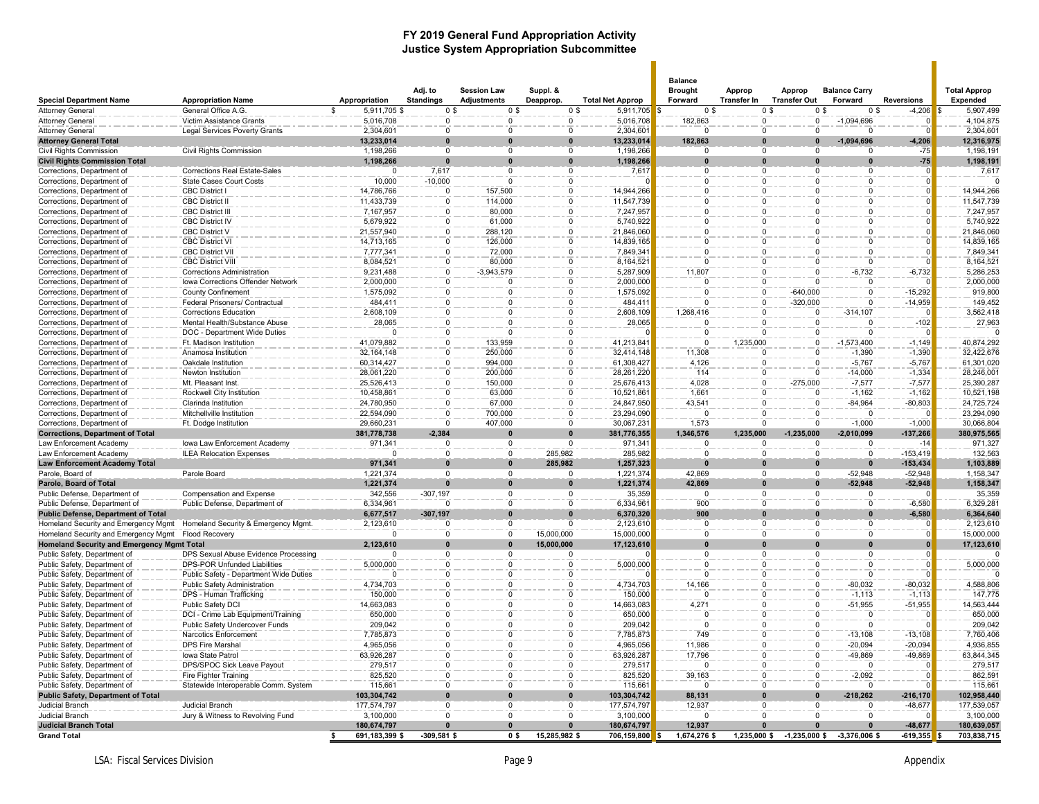# FY 2019 General Fund Appropriation Activity
## Justice System Appropriation Subcommittee

| Special Department Name | Appropriation Name | Appropriation | Adj. to Standings | Session Law Adjustments | Suppl. & Deapprop. | Total Net Approp | Balance Brought Forward | Approp Transfer In | Approp Transfer Out | Balance Carry Forward | Reversions | Total Approp Expended |
|---|---|---|---|---|---|---|---|---|---|---|---|---|
| Attorney General | General Office A.G. | $ 5,911,705 | $ 0 | $ 0 | $ 0 | $ 5,911,705 | $ 0 | $ 0 | $ 0 | $ 0 | $ -4,206 | $ 5,907,499 |
| Attorney General | Victim Assistance Grants | 5,016,708 | 0 | 0 | 0 | 5,016,708 | 182,863 | 0 | 0 | -1,094,696 | 0 | 4,104,875 |
| Attorney General | Legal Services Poverty Grants | 2,304,601 | 0 | 0 | 0 | 2,304,601 | 0 | 0 | 0 | 0 | 0 | 2,304,601 |
| **Attorney General Total** | | **13,233,014** | **0** | **0** | **0** | **13,233,014** | **182,863** | **0** | **0** | **-1,094,696** | **-4,206** | **12,316,975** |
| Civil Rights Commission | Civil Rights Commission | 1,198,266 | 0 | 0 | 0 | 1,198,266 | 0 | 0 | 0 | 0 | -75 | 1,198,191 |
| **Civil Rights Commission Total** | | **1,198,266** | **0** | **0** | **0** | **1,198,266** | **0** | **0** | **0** | **0** | **-75** | **1,198,191** |
| Corrections, Department of | Corrections Real Estate-Sales | 0 | 7,617 | 0 | 0 | 7,617 | 0 | 0 | 0 | 0 | 0 | 7,617 |
| Corrections, Department of | State Cases Court Costs | 10,000 | -10,000 | 0 | 0 | 0 | 0 | 0 | 0 | 0 | 0 | 0 |
| Corrections, Department of | CBC District I | 14,786,766 | 0 | 157,500 | 0 | 14,944,266 | 0 | 0 | 0 | 0 | 0 | 14,944,266 |
| Corrections, Department of | CBC District II | 11,433,739 | 0 | 114,000 | 0 | 11,547,739 | 0 | 0 | 0 | 0 | 0 | 11,547,739 |
| Corrections, Department of | CBC District III | 7,167,957 | 0 | 80,000 | 0 | 7,247,957 | 0 | 0 | 0 | 0 | 0 | 7,247,957 |
| Corrections, Department of | CBC District IV | 5,679,922 | 0 | 61,000 | 0 | 5,740,922 | 0 | 0 | 0 | 0 | 0 | 5,740,922 |
| Corrections, Department of | CBC District V | 21,557,940 | 0 | 288,120 | 0 | 21,846,060 | 0 | 0 | 0 | 0 | 0 | 21,846,060 |
| Corrections, Department of | CBC District VI | 14,713,165 | 0 | 126,000 | 0 | 14,839,165 | 0 | 0 | 0 | 0 | 0 | 14,839,165 |
| Corrections, Department of | CBC District VII | 7,777,341 | 0 | 72,000 | 0 | 7,849,341 | 0 | 0 | 0 | 0 | 0 | 7,849,341 |
| Corrections, Department of | CBC District VIII | 8,084,521 | 0 | 80,000 | 0 | 8,164,521 | 0 | 0 | 0 | 0 | 0 | 8,164,521 |
| Corrections, Department of | Corrections Administration | 9,231,488 | 0 | -3,943,579 | 0 | 5,287,909 | 11,807 | 0 | 0 | -6,732 | -6,732 | 5,286,253 |
| Corrections, Department of | Iowa Corrections Offender Network | 2,000,000 | 0 | 0 | 0 | 2,000,000 | 0 | 0 | 0 | 0 | 0 | 2,000,000 |
| Corrections, Department of | County Confinement | 1,575,092 | 0 | 0 | 0 | 1,575,092 | 0 | 0 | -640,000 | 0 | -15,292 | 919,800 |
| Corrections, Department of | Federal Prisoners/ Contractual | 484,411 | 0 | 0 | 0 | 484,411 | 0 | 0 | -320,000 | 0 | -14,959 | 149,452 |
| Corrections, Department of | Corrections Education | 2,608,109 | 0 | 0 | 0 | 2,608,109 | 1,268,416 | 0 | 0 | -314,107 | 0 | 3,562,418 |
| Corrections, Department of | Mental Health/Substance Abuse | 28,065 | 0 | 0 | 0 | 28,065 | 0 | 0 | 0 | 0 | -102 | 27,963 |
| Corrections, Department of | DOC - Department Wide Duties | 0 | 0 | 0 | 0 | 0 | 0 | 0 | 0 | 0 | 0 | 0 |
| Corrections, Department of | Ft. Madison Institution | 41,079,882 | 0 | 133,959 | 0 | 41,213,841 | 0 | 1,235,000 | 0 | -1,573,400 | -1,149 | 40,874,292 |
| Corrections, Department of | Anamosa Institution | 32,164,148 | 0 | 250,000 | 0 | 32,414,148 | 11,308 | 0 | 0 | -1,390 | -1,390 | 32,422,676 |
| Corrections, Department of | Oakdale Institution | 60,314,427 | 0 | 994,000 | 0 | 61,308,427 | 4,126 | 0 | 0 | -5,767 | -5,767 | 61,301,020 |
| Corrections, Department of | Newton Institution | 28,061,220 | 0 | 200,000 | 0 | 28,261,220 | 114 | 0 | 0 | -14,000 | -1,334 | 28,246,001 |
| Corrections, Department of | Mt. Pleasant Inst. | 25,526,413 | 0 | 150,000 | 0 | 25,676,413 | 4,028 | 0 | -275,000 | -7,577 | -7,577 | 25,390,287 |
| Corrections, Department of | Rockwell City Institution | 10,458,861 | 0 | 63,000 | 0 | 10,521,861 | 1,661 | 0 | 0 | -1,162 | -1,162 | 10,521,198 |
| Corrections, Department of | Clarinda Institution | 24,780,950 | 0 | 67,000 | 0 | 24,847,950 | 43,541 | 0 | 0 | -84,964 | -80,803 | 24,725,724 |
| Corrections, Department of | Mitchellville Institution | 22,594,090 | 0 | 700,000 | 0 | 23,294,090 | 0 | 0 | 0 | 0 | 0 | 23,294,090 |
| Corrections, Department of | Ft. Dodge Institution | 29,660,231 | 0 | 407,000 | 0 | 30,067,231 | 1,573 | 0 | 0 | -1,000 | -1,000 | 30,066,804 |
| **Corrections, Department of Total** | | **381,778,738** | **-2,384** | **0** | **0** | **381,776,355** | **1,346,576** | **1,235,000** | **-1,235,000** | **-2,010,099** | **-137,266** | **380,975,565** |
| Law Enforcement Academy | Iowa Law Enforcement Academy | 971,341 | 0 | 0 | 0 | 971,341 | 0 | 0 | 0 | 0 | -14 | 971,327 |
| Law Enforcement Academy | ILEA Relocation Expenses | 0 | 0 | 0 | 285,982 | 285,982 | 0 | 0 | 0 | 0 | -153,419 | 132,563 |
| **Law Enforcement Academy Total** | | **971,341** | **0** | **0** | **285,982** | **1,257,323** | **0** | **0** | **0** | **0** | **-153,434** | **1,103,889** |
| Parole, Board of | Parole Board | 1,221,374 | 0 | 0 | 0 | 1,221,374 | 42,869 | 0 | 0 | -52,948 | -52,948 | 1,158,347 |
| **Parole, Board of Total** | | **1,221,374** | **0** | **0** | **0** | **1,221,374** | **42,869** | **0** | **0** | **-52,948** | **-52,948** | **1,158,347** |
| Public Defense, Department of | Compensation and Expense | 342,556 | -307,197 | 0 | 0 | 35,359 | 0 | 0 | 0 | 0 | 0 | 35,359 |
| Public Defense, Department of | Public Defense, Department of | 6,334,961 | 0 | 0 | 0 | 6,334,961 | 900 | 0 | 0 | 0 | -6,580 | 6,329,281 |
| **Public Defense, Department of Total** | | **6,677,517** | **-307,197** | **0** | **0** | **6,370,320** | **900** | **0** | **0** | **0** | **-6,580** | **6,364,640** |
| Homeland Security and Emergency Mgmt | Homeland Security & Emergency Mgmt. | 2,123,610 | 0 | 0 | 0 | 2,123,610 | 0 | 0 | 0 | 0 | 0 | 2,123,610 |
| Homeland Security and Emergency Mgmt | Flood Recovery | 0 | 0 | 0 | 15,000,000 | 15,000,000 | 0 | 0 | 0 | 0 | 0 | 15,000,000 |
| **Homeland Security and Emergency Mgmt Total** | | **2,123,610** | **0** | **0** | **15,000,000** | **17,123,610** | **0** | **0** | **0** | **0** | **0** | **17,123,610** |
| Public Safety, Department of | DPS Sexual Abuse Evidence Processing | 0 | 0 | 0 | 0 | 0 | 0 | 0 | 0 | 0 | 0 | 0 |
| Public Safety, Department of | DPS-POR Unfunded Liabilities | 5,000,000 | 0 | 0 | 0 | 5,000,000 | 0 | 0 | 0 | 0 | 0 | 5,000,000 |
| Public Safety, Department of | Public Safety - Department Wide Duties | 0 | 0 | 0 | 0 | 0 | 0 | 0 | 0 | 0 | 0 | 0 |
| Public Safety, Department of | Public Safety Administration | 4,734,703 | 0 | 0 | 0 | 4,734,703 | 14,166 | 0 | 0 | -80,032 | -80,032 | 4,588,806 |
| Public Safety, Department of | DPS - Human Trafficking | 150,000 | 0 | 0 | 0 | 150,000 | 0 | 0 | 0 | -1,113 | -1,113 | 147,775 |
| Public Safety, Department of | Public Safety DCI | 14,663,083 | 0 | 0 | 0 | 14,663,083 | 4,271 | 0 | 0 | -51,955 | -51,955 | 14,563,444 |
| Public Safety, Department of | DCI - Crime Lab Equipment/Training | 650,000 | 0 | 0 | 0 | 650,000 | 0 | 0 | 0 | 0 | 0 | 650,000 |
| Public Safety, Department of | Public Safety Undercover Funds | 209,042 | 0 | 0 | 0 | 209,042 | 0 | 0 | 0 | 0 | 0 | 209,042 |
| Public Safety, Department of | Narcotics Enforcement | 7,785,873 | 0 | 0 | 0 | 7,785,873 | 749 | 0 | 0 | -13,108 | -13,108 | 7,760,406 |
| Public Safety, Department of | DPS Fire Marshal | 4,965,056 | 0 | 0 | 0 | 4,965,056 | 11,986 | 0 | 0 | -20,094 | -20,094 | 4,936,855 |
| Public Safety, Department of | Iowa State Patrol | 63,926,287 | 0 | 0 | 0 | 63,926,287 | 17,796 | 0 | 0 | -49,869 | -49,869 | 63,844,345 |
| Public Safety, Department of | DPS/SPOC Sick Leave Payout | 279,517 | 0 | 0 | 0 | 279,517 | 0 | 0 | 0 | 0 | 0 | 279,517 |
| Public Safety, Department of | Fire Fighter Training | 825,520 | 0 | 0 | 0 | 825,520 | 39,163 | 0 | 0 | -2,092 | 0 | 862,591 |
| Public Safety, Department of | Statewide Interoperable Comm. System | 115,661 | 0 | 0 | 0 | 115,661 | 0 | 0 | 0 | 0 | 0 | 115,661 |
| **Public Safety, Department of Total** | | **103,304,742** | **0** | **0** | **0** | **103,304,742** | **88,131** | **0** | **0** | **-218,262** | **-216,170** | **102,958,440** |
| Judicial Branch | Judicial Branch | 177,574,797 | 0 | 0 | 0 | 177,574,797 | 12,937 | 0 | 0 | 0 | -48,677 | 177,539,057 |
| Judicial Branch | Jury & Witness to Revolving Fund | 3,100,000 | 0 | 0 | 0 | 3,100,000 | 0 | 0 | 0 | 0 | 0 | 3,100,000 |
| **Judicial Branch Total** | | **180,674,797** | **0** | **0** | **0** | **180,674,797** | **12,937** | **0** | **0** | **0** | **-48,677** | **180,639,057** |
| **Grand Total** | | **$ 691,183,399** | **$ -309,581** | **$ 0** | **$ 15,285,982** | **$ 706,159,800** | **$ 1,674,276** | **$ 1,235,000** | **$ -1,235,000** | **$ -3,376,006** | **$ -619,355** | **$ 703,838,715** |

LSA: Fiscal Services Division

Appendix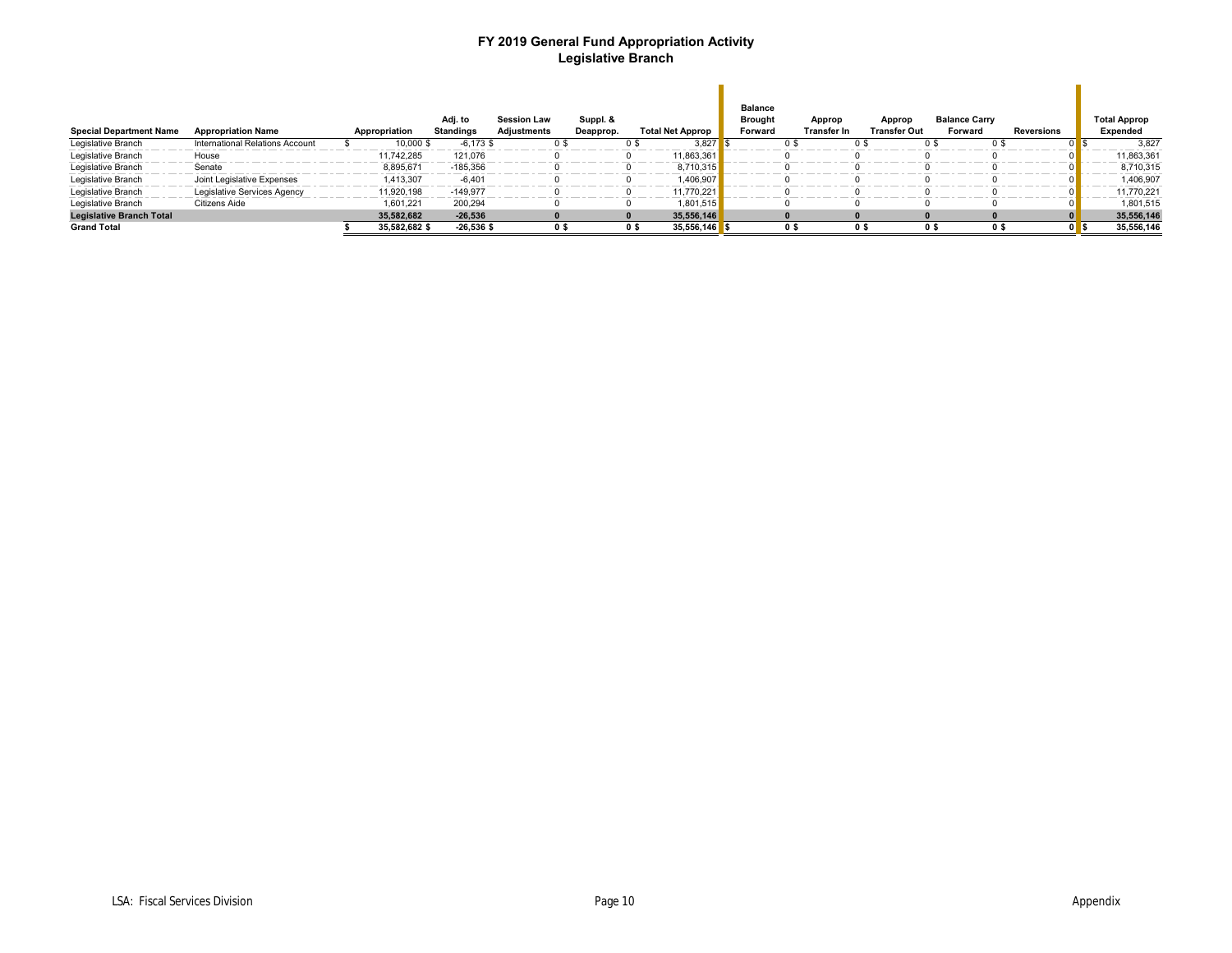# FY 2019 General Fund Appropriation Activity
## Legislative Branch

| Special Department Name | Appropriation Name | Appropriation | Adj. to Standings | Session Law Adjustments | Suppl. & Deapprop. | Total Net Approp | Balance Brought Forward | Approp Transfer In | Approp Transfer Out | Balance Carry Forward | Reversions | Total Approp Expended |
|---|---|---|---|---|---|---|---|---|---|---|---|---|
| Legislative Branch | International Relations Account | $ 10,000 | $ -6,173 | $ 0 | $ 0 | $ 3,827 | $ 0 | $ 0 | $ 0 | $ 0 | $ 0 | $ 3,827 |
| Legislative Branch | House | 11,742,285 | 121,076 | 0 | 0 | 11,863,361 | 0 | 0 | 0 | 0 | 0 | 11,863,361 |
| Legislative Branch | Senate | 8,895,671 | -185,356 | 0 | 0 | 8,710,315 | 0 | 0 | 0 | 0 | 0 | 8,710,315 |
| Legislative Branch | Joint Legislative Expenses | 1,413,307 | -6,401 | 0 | 0 | 1,406,907 | 0 | 0 | 0 | 0 | 0 | 1,406,907 |
| Legislative Branch | Legislative Services Agency | 11,920,198 | -149,977 | 0 | 0 | 11,770,221 | 0 | 0 | 0 | 0 | 0 | 11,770,221 |
| Legislative Branch | Citizens Aide | 1,601,221 | 200,294 | 0 | 0 | 1,801,515 | 0 | 0 | 0 | 0 | 0 | 1,801,515 |
| **Legislative Branch Total** | | **35,582,682** | **-26,536** | **0** | **0** | **35,556,146** | **0** | **0** | **0** | **0** | **0** | **35,556,146** |
| **Grand Total** | | **$ 35,582,682** | **$ -26,536** | **$ 0** | **$ 0** | **$ 35,556,146** | **$ 0** | **$ 0** | **$ 0** | **$ 0** | **$ 0** | **$ 35,556,146** |

LSA: Fiscal Services Division

Appendix